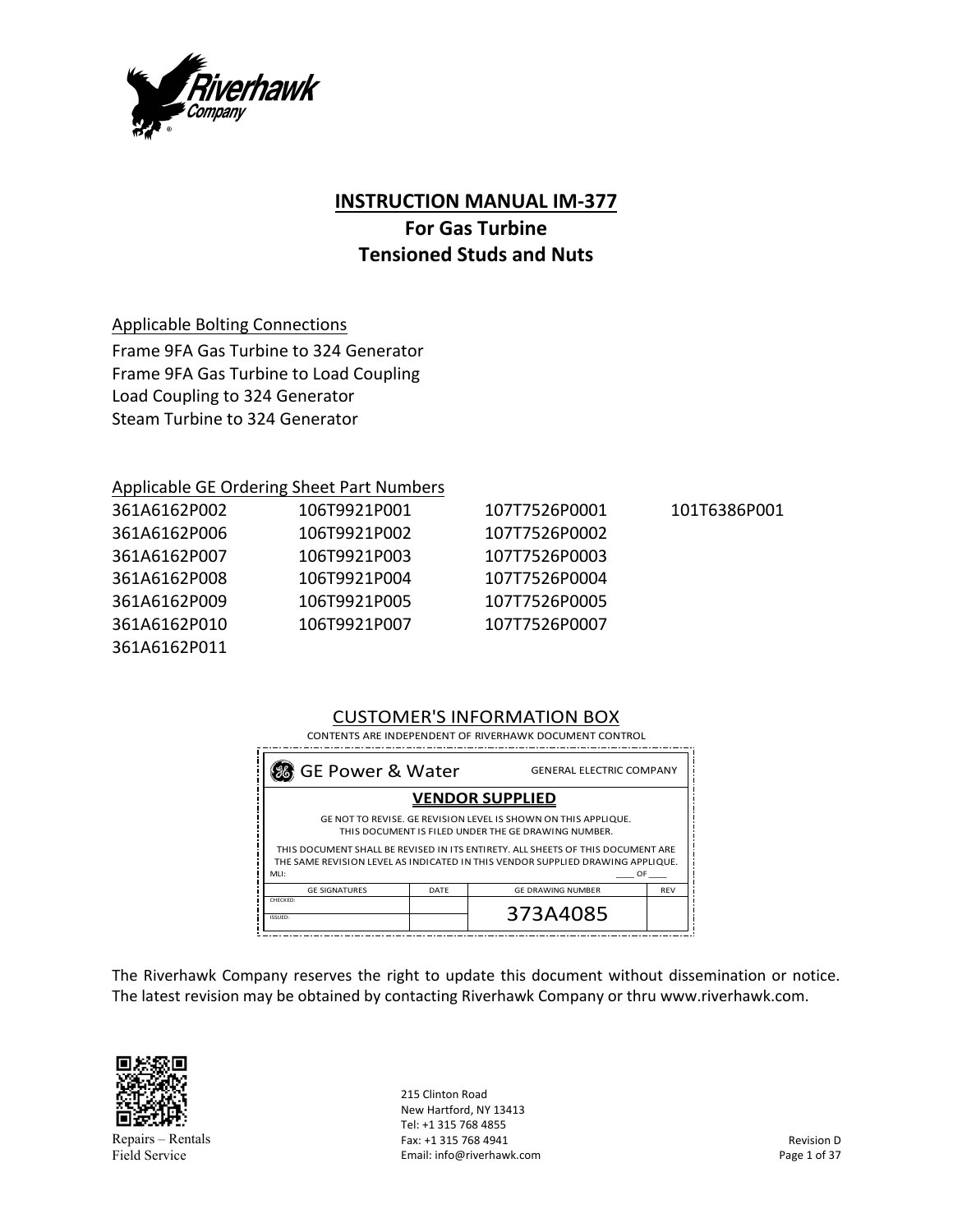# INSTRUCTION MANUAL IM-377

## For Gas Turbine Tensioned Studs and Nuts

Applicable Bolting Connections

Frame 9FA Gas Turbine to 324 Generator
Frame 9FA Gas Turbine to Load Coupling
Load Coupling to 324 Generator
Steam Turbine to 324 Generator

Applicable GE Ordering Sheet Part Numbers

| | | | |
|---|---|---|---|
| 361A6162P002 | 106T9921P001 | 107T7526P0001 | 101T6386P001 |
| 361A6162P006 | 106T9921P002 | 107T7526P0002 | |
| 361A6162P007 | 106T9921P003 | 107T7526P0003 | |
| 361A6162P008 | 106T9921P004 | 107T7526P0004 | |
| 361A6162P009 | 106T9921P005 | 107T7526P0005 | |
| 361A6162P010 | 106T9921P007 | 107T7526P0007 | |
| 361A6162P011 | | | |

CUSTOMER'S INFORMATION BOX

CONTENTS ARE INDEPENDENT OF RIVERHAWK DOCUMENT CONTROL

GE Power & Water — GENERAL ELECTRIC COMPANY

**VENDOR SUPPLIED**

GE NOT TO REVISE. GE REVISION LEVEL IS SHOWN ON THIS APPLIQUE. THIS DOCUMENT IS FILED UNDER THE GE DRAWING NUMBER.

THIS DOCUMENT SHALL BE REVISED IN ITS ENTIRETY. ALL SHEETS OF THIS DOCUMENT ARE THE SAME REVISION LEVEL AS INDICATED IN THIS VENDOR SUPPLIED DRAWING APPLIQUE.

MLI: ____ OF ____

| GE SIGNATURES | DATE | GE DRAWING NUMBER | REV |
|---|---|---|---|
| CHECKED: | | 373A4085 | |
| ISSUED: | | | |

The Riverhawk Company reserves the right to update this document without dissemination or notice. The latest revision may be obtained by contacting Riverhawk Company or thru www.riverhawk.com.

Repairs – Rentals
Field Service

215 Clinton Road
New Hartford, NY 13413
Tel: +1 315 768 4855
Fax: +1 315 768 4941
Email: info@riverhawk.com

Revision D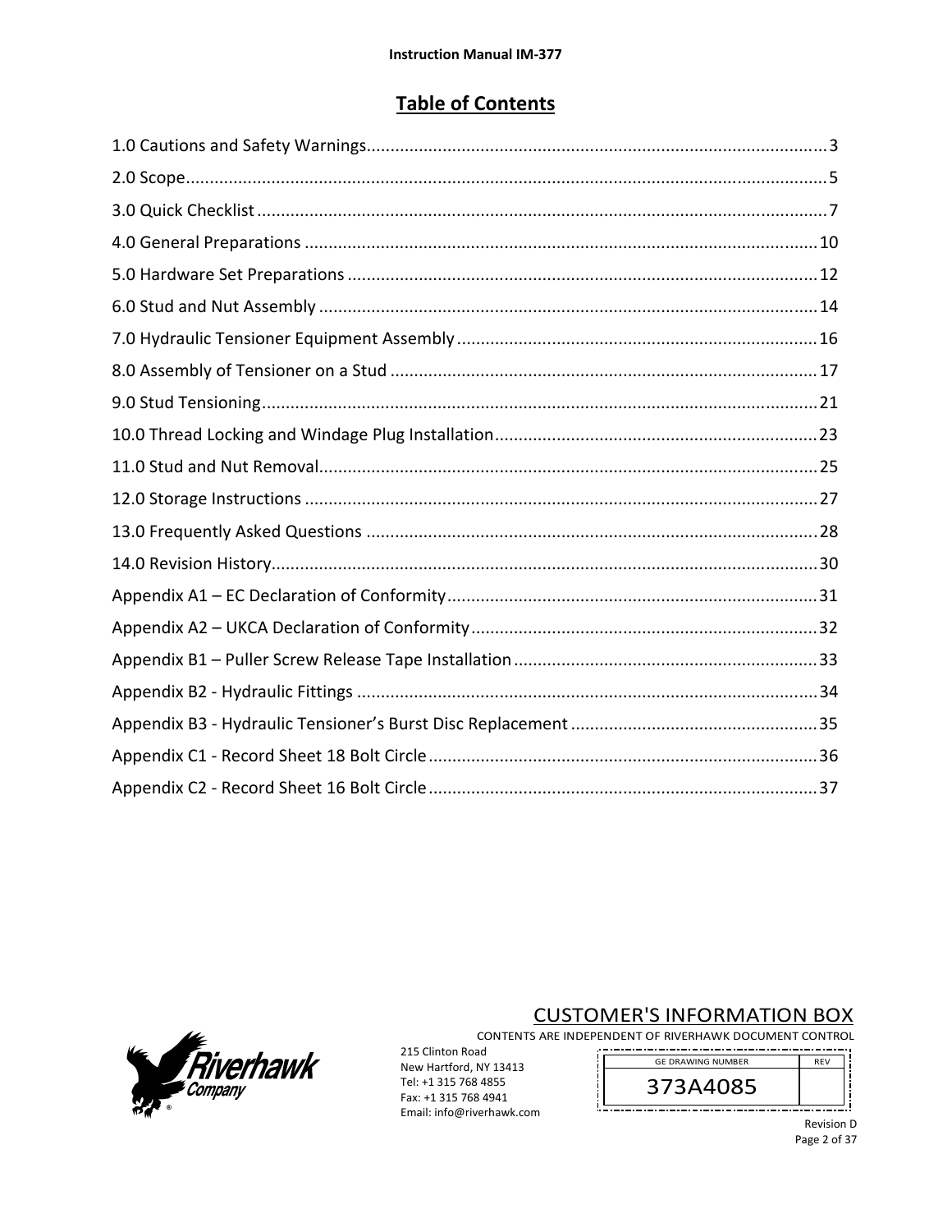# Table of Contents

1.0 Cautions and Safety Warnings ................................................................................................ 3

2.0 Scope ....................................................................................................................................... 5

3.0 Quick Checklist ....................................................................................................................... 7

4.0 General Preparations ........................................................................................................... 10

5.0 Hardware Set Preparations .................................................................................................. 12

6.0 Stud and Nut Assembly ........................................................................................................ 14

7.0 Hydraulic Tensioner Equipment Assembly ........................................................................... 16

8.0 Assembly of Tensioner on a Stud ......................................................................................... 17

9.0 Stud Tensioning .................................................................................................................... 21

10.0 Thread Locking and Windage Plug Installation ................................................................... 23

11.0 Stud and Nut Removal ........................................................................................................ 25

12.0 Storage Instructions ........................................................................................................... 27

13.0 Frequently Asked Questions .............................................................................................. 28

14.0 Revision History .................................................................................................................. 30

Appendix A1 – EC Declaration of Conformity ............................................................................. 31

Appendix A2 – UKCA Declaration of Conformity ......................................................................... 32

Appendix B1 – Puller Screw Release Tape Installation ................................................................ 33

Appendix B2 - Hydraulic Fittings ................................................................................................ 34

Appendix B3 - Hydraulic Tensioner's Burst Disc Replacement .................................................... 35

Appendix C1 - Record Sheet 18 Bolt Circle ................................................................................. 36

Appendix C2 - Record Sheet 16 Bolt Circle ................................................................................. 37

CUSTOMER'S INFORMATION BOX

CONTENTS ARE INDEPENDENT OF RIVERHAWK DOCUMENT CONTROL

| GE DRAWING NUMBER | REV |
|---|---|
| 373A4085 | |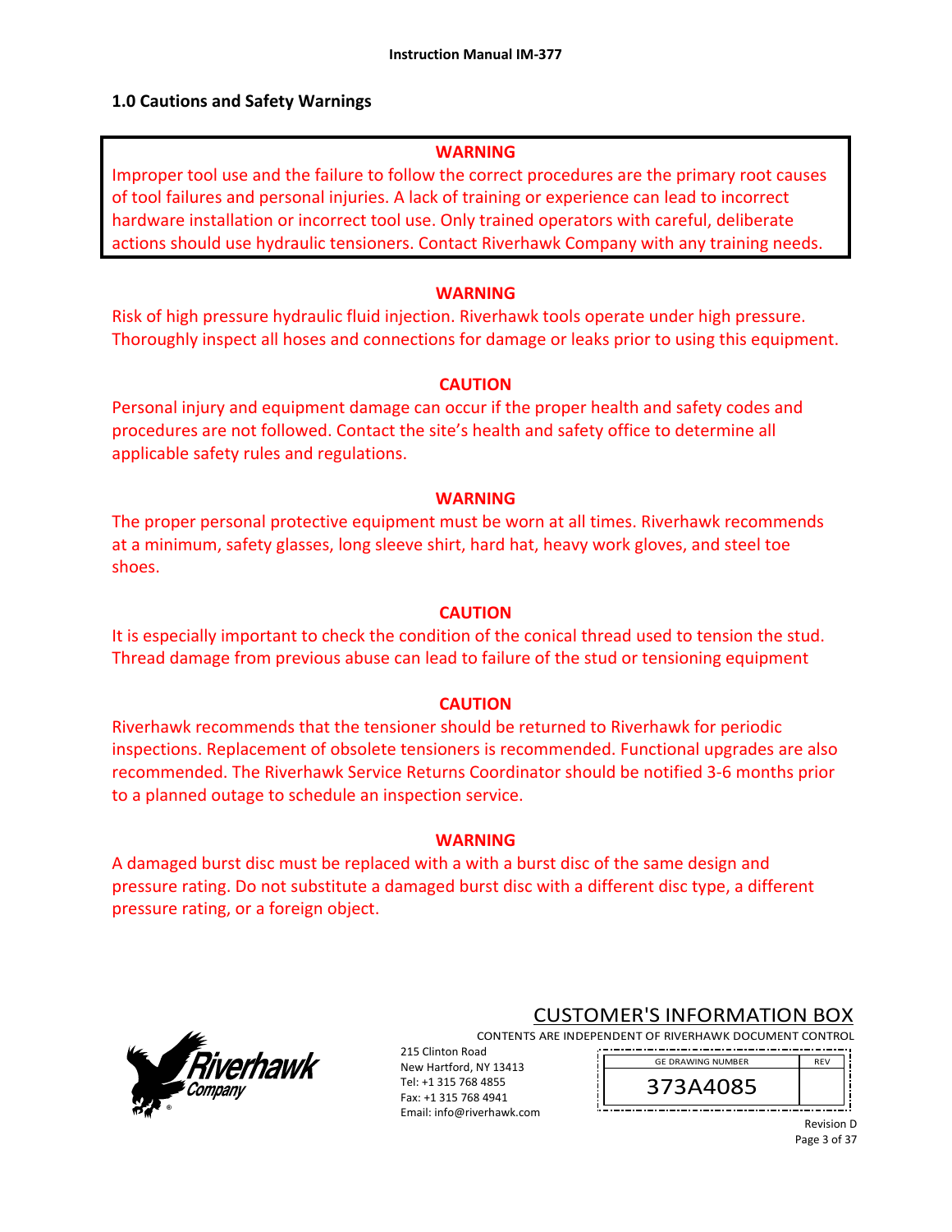## 1.0 Cautions and Safety Warnings

**WARNING**

Improper tool use and the failure to follow the correct procedures are the primary root causes of tool failures and personal injuries. A lack of training or experience can lead to incorrect hardware installation or incorrect tool use. Only trained operators with careful, deliberate actions should use hydraulic tensioners. Contact Riverhawk Company with any training needs.

**WARNING**

Risk of high pressure hydraulic fluid injection. Riverhawk tools operate under high pressure. Thoroughly inspect all hoses and connections for damage or leaks prior to using this equipment.

**CAUTION**

Personal injury and equipment damage can occur if the proper health and safety codes and procedures are not followed. Contact the site's health and safety office to determine all applicable safety rules and regulations.

**WARNING**

The proper personal protective equipment must be worn at all times. Riverhawk recommends at a minimum, safety glasses, long sleeve shirt, hard hat, heavy work gloves, and steel toe shoes.

**CAUTION**

It is especially important to check the condition of the conical thread used to tension the stud. Thread damage from previous abuse can lead to failure of the stud or tensioning equipment

**CAUTION**

Riverhawk recommends that the tensioner should be returned to Riverhawk for periodic inspections. Replacement of obsolete tensioners is recommended. Functional upgrades are also recommended. The Riverhawk Service Returns Coordinator should be notified 3-6 months prior to a planned outage to schedule an inspection service.

**WARNING**

A damaged burst disc must be replaced with a with a burst disc of the same design and pressure rating. Do not substitute a damaged burst disc with a different disc type, a different pressure rating, or a foreign object.

CUSTOMER'S INFORMATION BOX

CONTENTS ARE INDEPENDENT OF RIVERHAWK DOCUMENT CONTROL

215 Clinton Road
New Hartford, NY 13413
Tel: +1 315 768 4855
Fax: +1 315 768 4941
Email: info@riverhawk.com

| GE DRAWING NUMBER | REV |
| --- | --- |
| 373A4085 | |

Revision D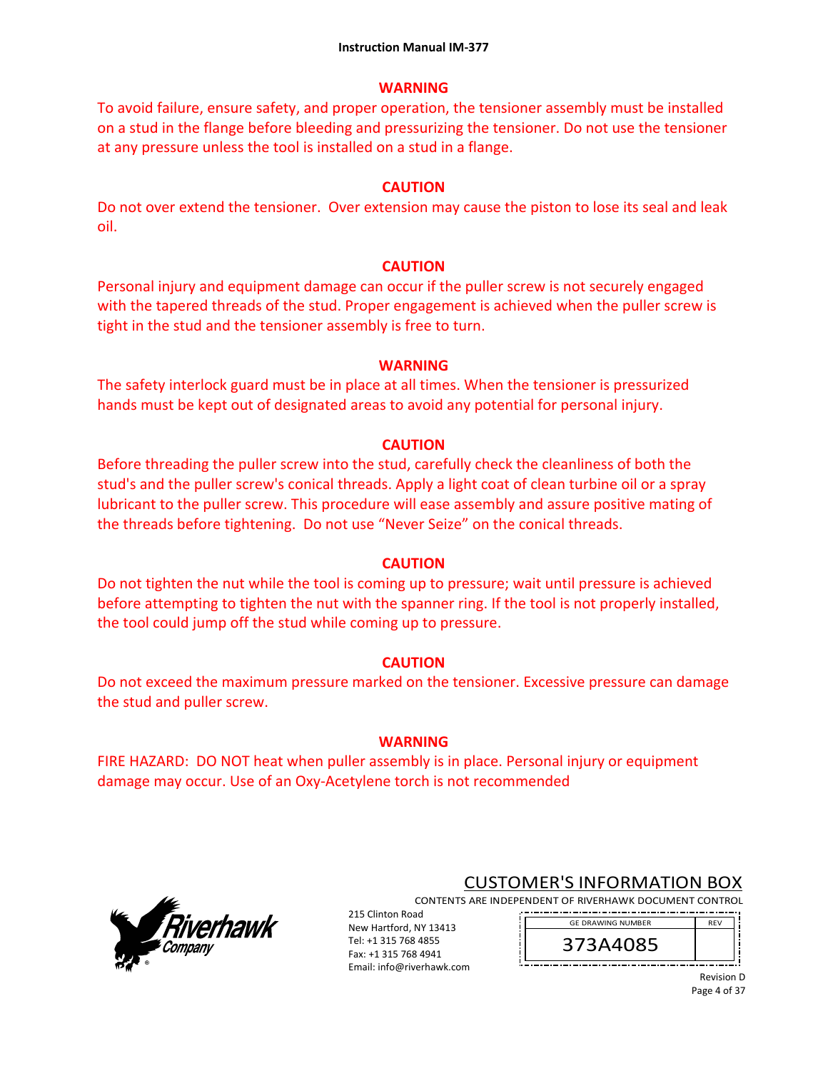### WARNING

To avoid failure, ensure safety, and proper operation, the tensioner assembly must be installed on a stud in the flange before bleeding and pressurizing the tensioner. Do not use the tensioner at any pressure unless the tool is installed on a stud in a flange.

### CAUTION

Do not over extend the tensioner. Over extension may cause the piston to lose its seal and leak oil.

### CAUTION

Personal injury and equipment damage can occur if the puller screw is not securely engaged with the tapered threads of the stud. Proper engagement is achieved when the puller screw is tight in the stud and the tensioner assembly is free to turn.

### WARNING

The safety interlock guard must be in place at all times. When the tensioner is pressurized hands must be kept out of designated areas to avoid any potential for personal injury.

### CAUTION

Before threading the puller screw into the stud, carefully check the cleanliness of both the stud's and the puller screw's conical threads. Apply a light coat of clean turbine oil or a spray lubricant to the puller screw. This procedure will ease assembly and assure positive mating of the threads before tightening. Do not use “Never Seize” on the conical threads.

### CAUTION

Do not tighten the nut while the tool is coming up to pressure; wait until pressure is achieved before attempting to tighten the nut with the spanner ring. If the tool is not properly installed, the tool could jump off the stud while coming up to pressure.

### CAUTION

Do not exceed the maximum pressure marked on the tensioner. Excessive pressure can damage the stud and puller screw.

### WARNING

FIRE HAZARD: DO NOT heat when puller assembly is in place. Personal injury or equipment damage may occur. Use of an Oxy-Acetylene torch is not recommended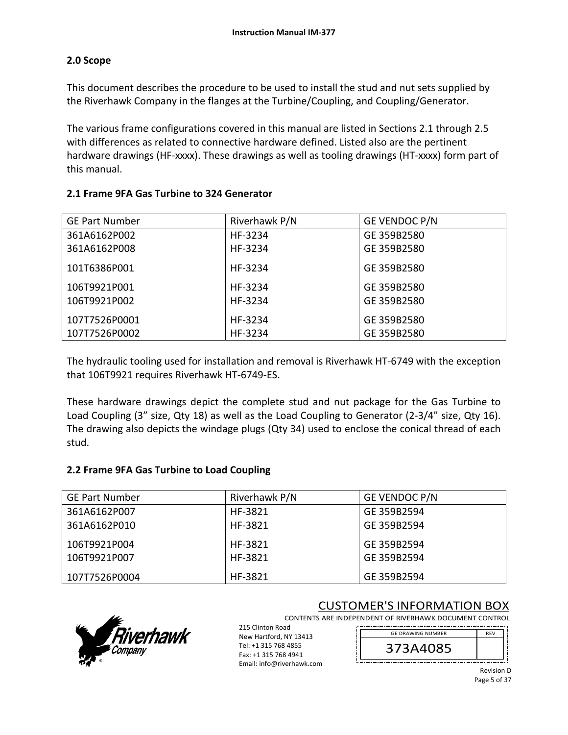## 2.0 Scope

This document describes the procedure to be used to install the stud and nut sets supplied by the Riverhawk Company in the flanges at the Turbine/Coupling, and Coupling/Generator.

The various frame configurations covered in this manual are listed in Sections 2.1 through 2.5 with differences as related to connective hardware defined. Listed also are the pertinent hardware drawings (HF-xxxx). These drawings as well as tooling drawings (HT-xxxx) form part of this manual.

### 2.1 Frame 9FA Gas Turbine to 324 Generator

| GE Part Number | Riverhawk P/N | GE VENDOC P/N |
|---|---|---|
| 361A6162P002 | HF-3234 | GE 359B2580 |
| 361A6162P008 | HF-3234 | GE 359B2580 |
| 101T6386P001 | HF-3234 | GE 359B2580 |
| 106T9921P001 | HF-3234 | GE 359B2580 |
| 106T9921P002 | HF-3234 | GE 359B2580 |
| 107T7526P0001 | HF-3234 | GE 359B2580 |
| 107T7526P0002 | HF-3234 | GE 359B2580 |

The hydraulic tooling used for installation and removal is Riverhawk HT-6749 with the exception that 106T9921 requires Riverhawk HT-6749-ES.

These hardware drawings depict the complete stud and nut package for the Gas Turbine to Load Coupling (3" size, Qty 18) as well as the Load Coupling to Generator (2-3/4" size, Qty 16). The drawing also depicts the windage plugs (Qty 34) used to enclose the conical thread of each stud.

### 2.2 Frame 9FA Gas Turbine to Load Coupling

| GE Part Number | Riverhawk P/N | GE VENDOC P/N |
|---|---|---|
| 361A6162P007 | HF-3821 | GE 359B2594 |
| 361A6162P010 | HF-3821 | GE 359B2594 |
| 106T9921P004 | HF-3821 | GE 359B2594 |
| 106T9921P007 | HF-3821 | GE 359B2594 |
| 107T7526P0004 | HF-3821 | GE 359B2594 |

CUSTOMER'S INFORMATION BOX
CONTENTS ARE INDEPENDENT OF RIVERHAWK DOCUMENT CONTROL

215 Clinton Road
New Hartford, NY 13413
Tel: +1 315 768 4855
Fax: +1 315 768 4941
Email: info@riverhawk.com

| GE DRAWING NUMBER | REV |
|---|---|
| 373A4085 | |

Revision D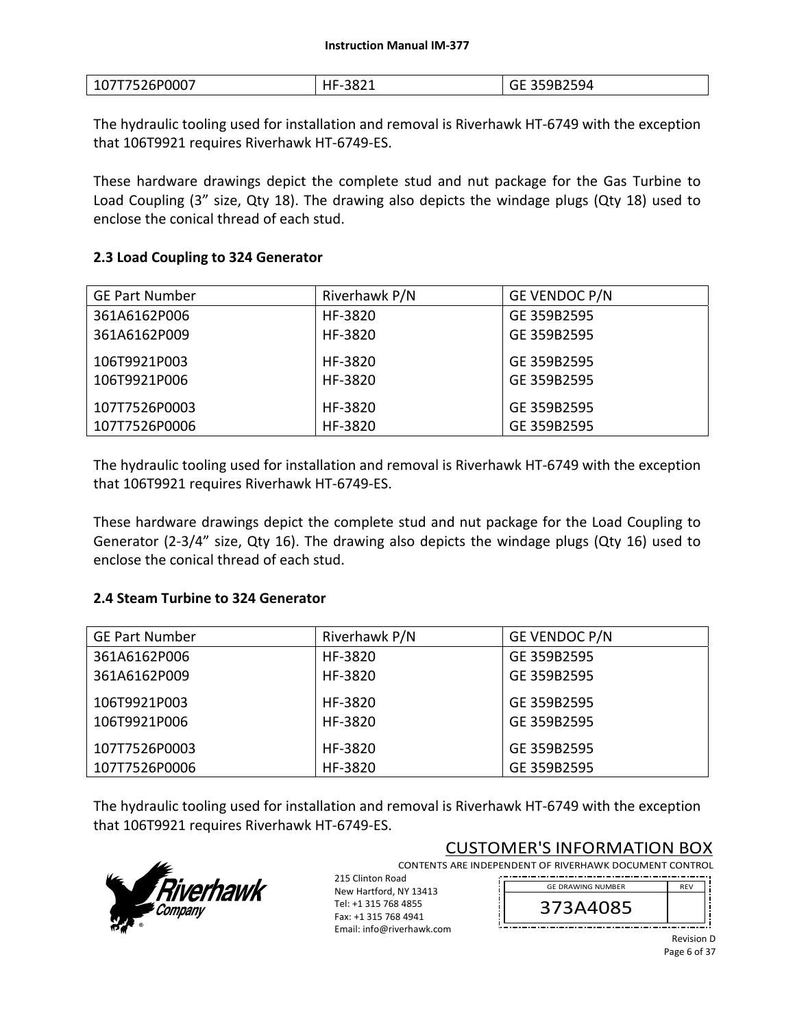| 107T7526P0007 | HF-3821 | GE 359B2594 |
|---|---|---|

The hydraulic tooling used for installation and removal is Riverhawk HT-6749 with the exception that 106T9921 requires Riverhawk HT-6749-ES.

These hardware drawings depict the complete stud and nut package for the Gas Turbine to Load Coupling (3" size, Qty 18). The drawing also depicts the windage plugs (Qty 18) used to enclose the conical thread of each stud.

## 2.3 Load Coupling to 324 Generator

| GE Part Number | Riverhawk P/N | GE VENDOC P/N |
|---|---|---|
| 361A6162P006 | HF-3820 | GE 359B2595 |
| 361A6162P009 | HF-3820 | GE 359B2595 |
| 106T9921P003 | HF-3820 | GE 359B2595 |
| 106T9921P006 | HF-3820 | GE 359B2595 |
| 107T7526P0003 | HF-3820 | GE 359B2595 |
| 107T7526P0006 | HF-3820 | GE 359B2595 |

The hydraulic tooling used for installation and removal is Riverhawk HT-6749 with the exception that 106T9921 requires Riverhawk HT-6749-ES.

These hardware drawings depict the complete stud and nut package for the Load Coupling to Generator (2-3/4" size, Qty 16). The drawing also depicts the windage plugs (Qty 16) used to enclose the conical thread of each stud.

## 2.4 Steam Turbine to 324 Generator

| GE Part Number | Riverhawk P/N | GE VENDOC P/N |
|---|---|---|
| 361A6162P006 | HF-3820 | GE 359B2595 |
| 361A6162P009 | HF-3820 | GE 359B2595 |
| 106T9921P003 | HF-3820 | GE 359B2595 |
| 106T9921P006 | HF-3820 | GE 359B2595 |
| 107T7526P0003 | HF-3820 | GE 359B2595 |
| 107T7526P0006 | HF-3820 | GE 359B2595 |

The hydraulic tooling used for installation and removal is Riverhawk HT-6749 with the exception that 106T9921 requires Riverhawk HT-6749-ES.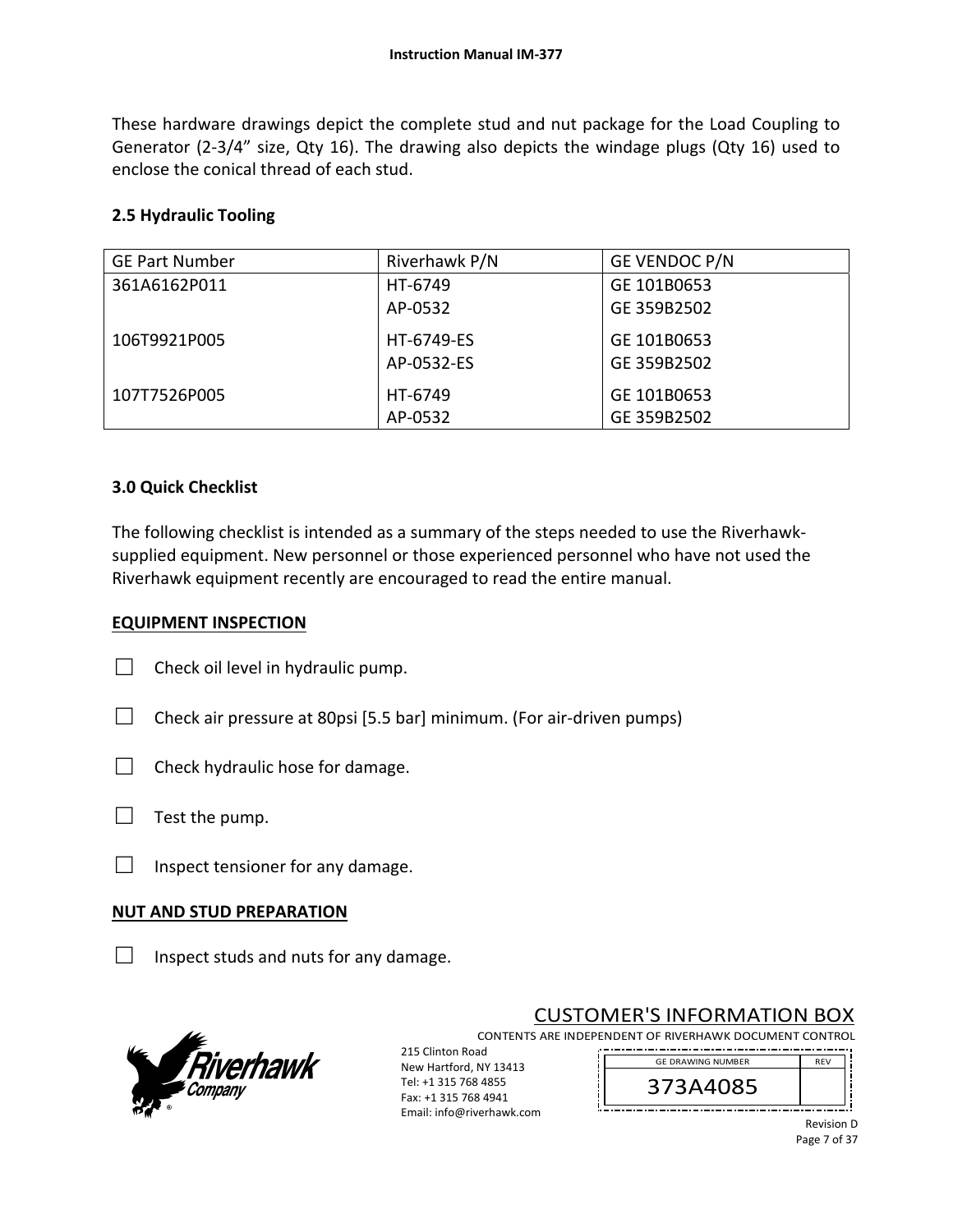These hardware drawings depict the complete stud and nut package for the Load Coupling to Generator (2-3/4" size, Qty 16). The drawing also depicts the windage plugs (Qty 16) used to enclose the conical thread of each stud.

## 2.5 Hydraulic Tooling

| GE Part Number | Riverhawk P/N | GE VENDOC P/N |
|---|---|---|
| 361A6162P011 | HT-6749<br>AP-0532 | GE 101B0653<br>GE 359B2502 |
| 106T9921P005 | HT-6749-ES<br>AP-0532-ES | GE 101B0653<br>GE 359B2502 |
| 107T7526P005 | HT-6749<br>AP-0532 | GE 101B0653<br>GE 359B2502 |

## 3.0 Quick Checklist

The following checklist is intended as a summary of the steps needed to use the Riverhawk-supplied equipment. New personnel or those experienced personnel who have not used the Riverhawk equipment recently are encouraged to read the entire manual.

**EQUIPMENT INSPECTION**

☐ Check oil level in hydraulic pump.

☐ Check air pressure at 80psi [5.5 bar] minimum. (For air-driven pumps)

☐ Check hydraulic hose for damage.

☐ Test the pump.

☐ Inspect tensioner for any damage.

**NUT AND STUD PREPARATION**

☐ Inspect studs and nuts for any damage.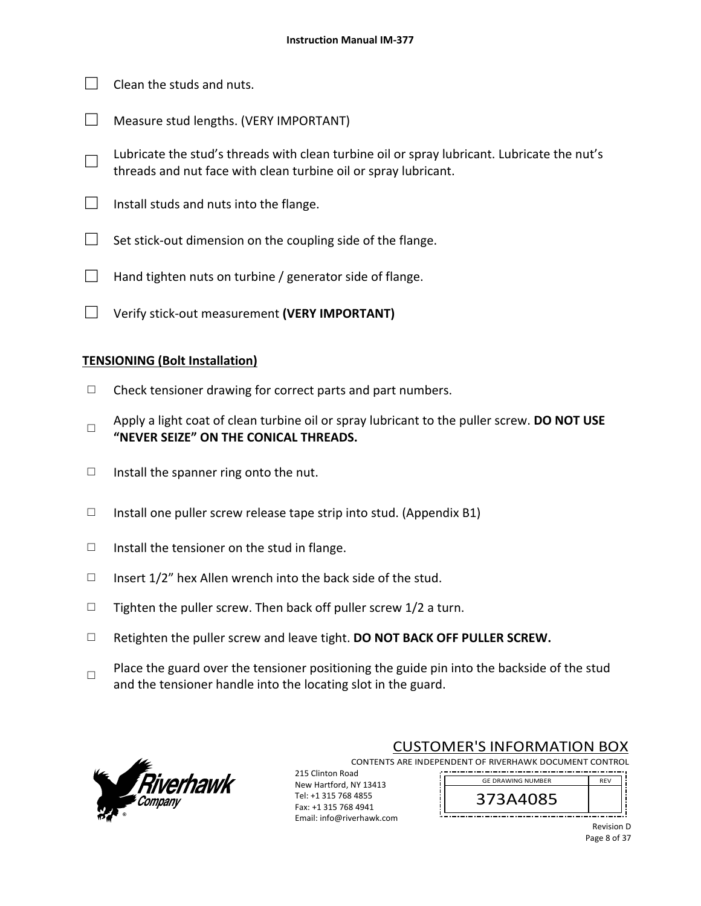- ☐ Clean the studs and nuts.
- ☐ Measure stud lengths. (VERY IMPORTANT)
- ☐ Lubricate the stud's threads with clean turbine oil or spray lubricant. Lubricate the nut's threads and nut face with clean turbine oil or spray lubricant.
- ☐ Install studs and nuts into the flange.
- ☐ Set stick-out dimension on the coupling side of the flange.
- ☐ Hand tighten nuts on turbine / generator side of flange.
- ☐ Verify stick-out measurement **(VERY IMPORTANT)**

**TENSIONING (Bolt Installation)**

- ☐ Check tensioner drawing for correct parts and part numbers.
- ☐ Apply a light coat of clean turbine oil or spray lubricant to the puller screw. **DO NOT USE "NEVER SEIZE" ON THE CONICAL THREADS.**
- ☐ Install the spanner ring onto the nut.
- ☐ Install one puller screw release tape strip into stud. (Appendix B1)
- ☐ Install the tensioner on the stud in flange.
- ☐ Insert 1/2" hex Allen wrench into the back side of the stud.
- ☐ Tighten the puller screw. Then back off puller screw 1/2 a turn.
- ☐ Retighten the puller screw and leave tight. **DO NOT BACK OFF PULLER SCREW.**
- ☐ Place the guard over the tensioner positioning the guide pin into the backside of the stud and the tensioner handle into the locating slot in the guard.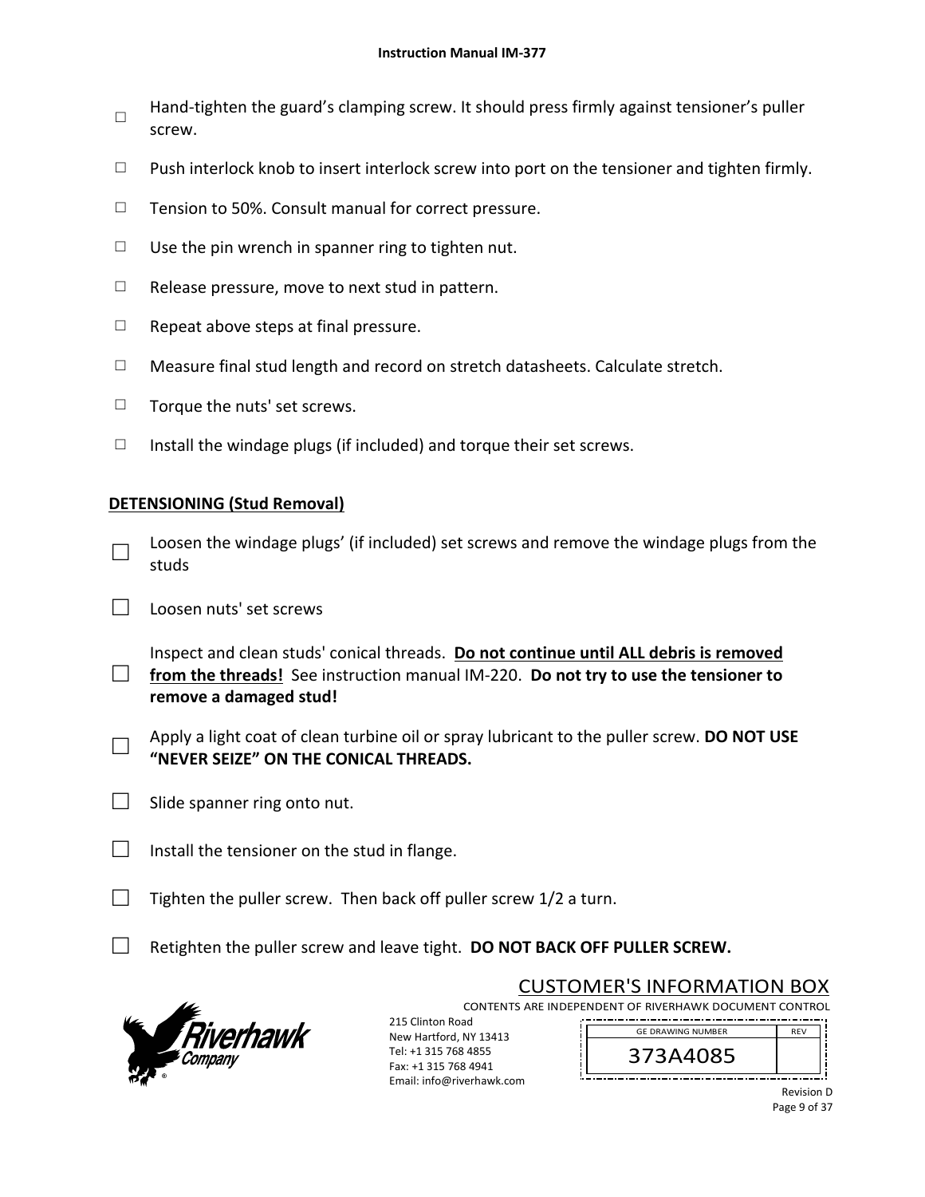- ☐ Hand-tighten the guard's clamping screw. It should press firmly against tensioner's puller screw.
- ☐ Push interlock knob to insert interlock screw into port on the tensioner and tighten firmly.
- ☐ Tension to 50%. Consult manual for correct pressure.
- ☐ Use the pin wrench in spanner ring to tighten nut.
- ☐ Release pressure, move to next stud in pattern.
- ☐ Repeat above steps at final pressure.
- ☐ Measure final stud length and record on stretch datasheets. Calculate stretch.
- ☐ Torque the nuts' set screws.
- ☐ Install the windage plugs (if included) and torque their set screws.

**DETENSIONING (Stud Removal)**

- ☐ Loosen the windage plugs' (if included) set screws and remove the windage plugs from the studs
- ☐ Loosen nuts' set screws
- ☐ Inspect and clean studs' conical threads. **Do not continue until ALL debris is removed from the threads!** See instruction manual IM-220. **Do not try to use the tensioner to remove a damaged stud!**
- ☐ Apply a light coat of clean turbine oil or spray lubricant to the puller screw. **DO NOT USE "NEVER SEIZE" ON THE CONICAL THREADS.**
- ☐ Slide spanner ring onto nut.
- ☐ Install the tensioner on the stud in flange.
- ☐ Tighten the puller screw. Then back off puller screw 1/2 a turn.
- ☐ Retighten the puller screw and leave tight. **DO NOT BACK OFF PULLER SCREW.**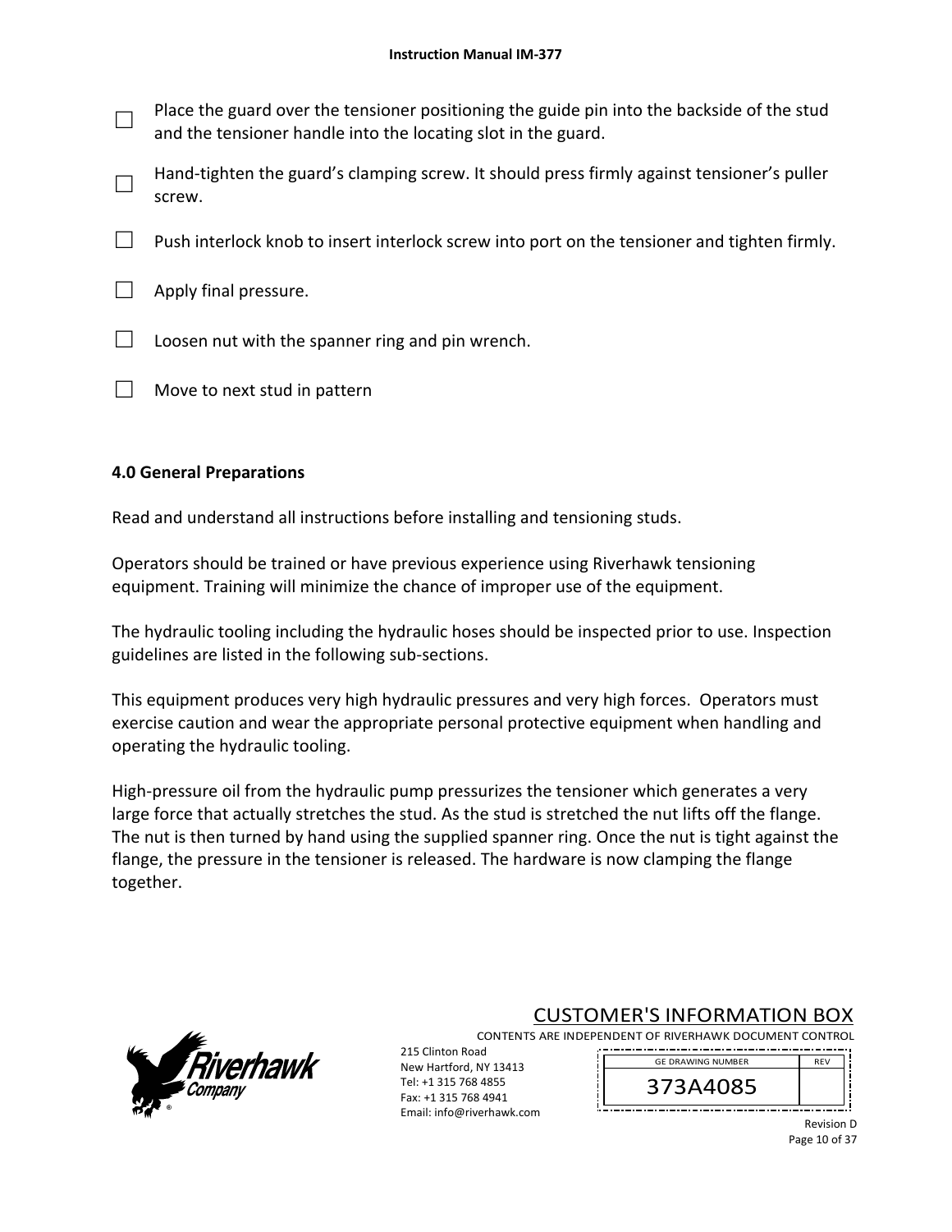- ☐ Place the guard over the tensioner positioning the guide pin into the backside of the stud and the tensioner handle into the locating slot in the guard.
- ☐ Hand-tighten the guard's clamping screw. It should press firmly against tensioner's puller screw.
- ☐ Push interlock knob to insert interlock screw into port on the tensioner and tighten firmly.
- ☐ Apply final pressure.
- ☐ Loosen nut with the spanner ring and pin wrench.
- ☐ Move to next stud in pattern

## 4.0 General Preparations

Read and understand all instructions before installing and tensioning studs.

Operators should be trained or have previous experience using Riverhawk tensioning equipment. Training will minimize the chance of improper use of the equipment.

The hydraulic tooling including the hydraulic hoses should be inspected prior to use. Inspection guidelines are listed in the following sub-sections.

This equipment produces very high hydraulic pressures and very high forces. Operators must exercise caution and wear the appropriate personal protective equipment when handling and operating the hydraulic tooling.

High-pressure oil from the hydraulic pump pressurizes the tensioner which generates a very large force that actually stretches the stud. As the stud is stretched the nut lifts off the flange. The nut is then turned by hand using the supplied spanner ring. Once the nut is tight against the flange, the pressure in the tensioner is released. The hardware is now clamping the flange together.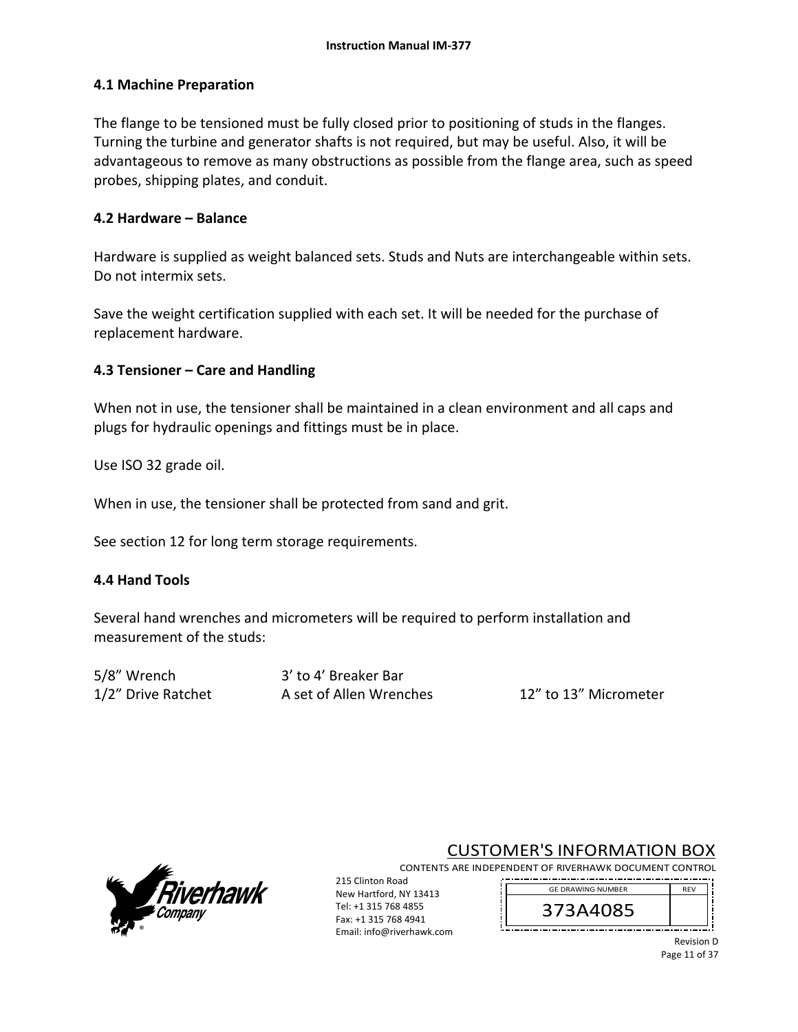## 4.1 Machine Preparation

The flange to be tensioned must be fully closed prior to positioning of studs in the flanges. Turning the turbine and generator shafts is not required, but may be useful. Also, it will be advantageous to remove as many obstructions as possible from the flange area, such as speed probes, shipping plates, and conduit.

## 4.2 Hardware – Balance

Hardware is supplied as weight balanced sets. Studs and Nuts are interchangeable within sets. Do not intermix sets.

Save the weight certification supplied with each set. It will be needed for the purchase of replacement hardware.

## 4.3 Tensioner – Care and Handling

When not in use, the tensioner shall be maintained in a clean environment and all caps and plugs for hydraulic openings and fittings must be in place.

Use ISO 32 grade oil.

When in use, the tensioner shall be protected from sand and grit.

See section 12 for long term storage requirements.

## 4.4 Hand Tools

Several hand wrenches and micrometers will be required to perform installation and measurement of the studs:

| | | |
|---|---|---|
| 5/8” Wrench | 3’ to 4’ Breaker Bar | |
| 1/2” Drive Ratchet | A set of Allen Wrenches | 12” to 13” Micrometer |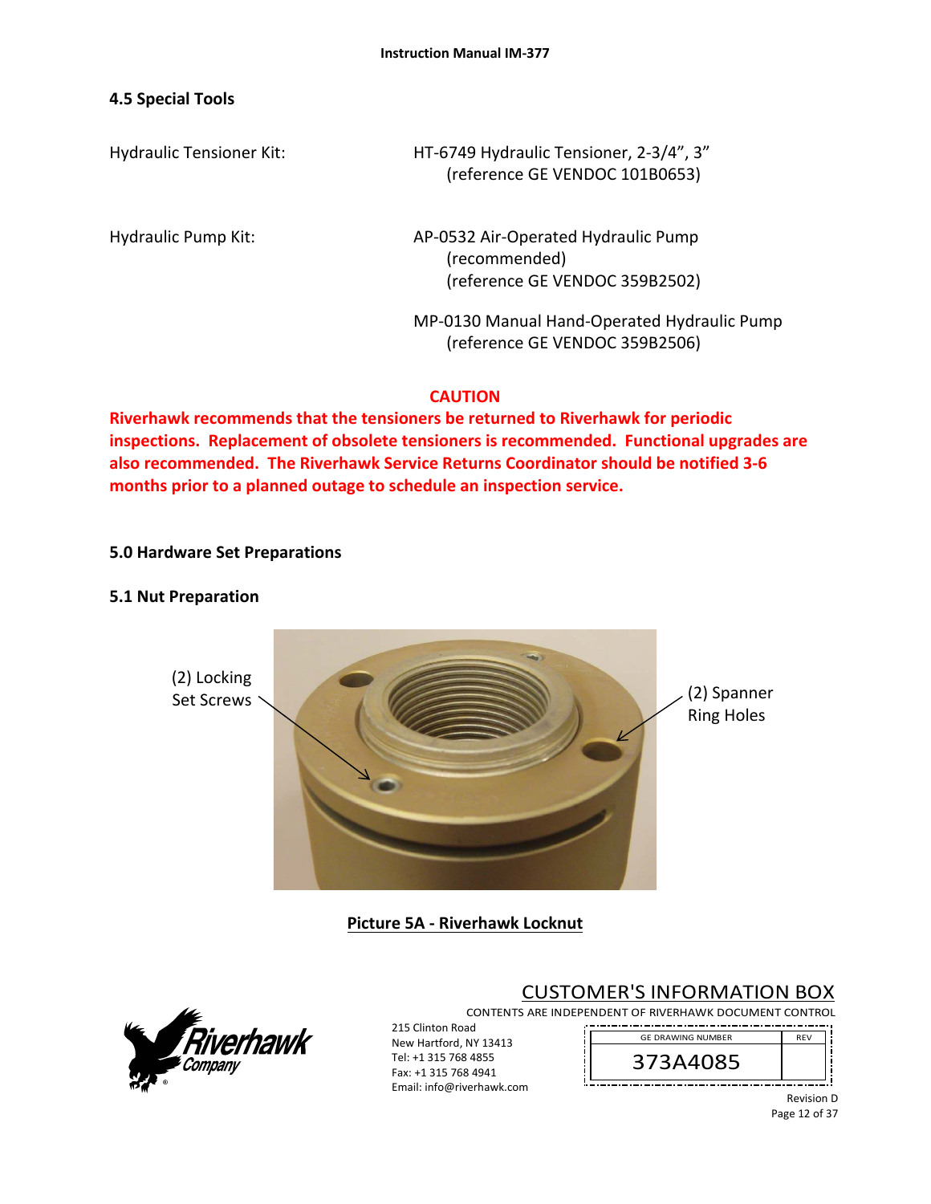## 4.5 Special Tools

Hydraulic Tensioner Kit: HT-6749 Hydraulic Tensioner, 2-3/4", 3"
(reference GE VENDOC 101B0653)

Hydraulic Pump Kit: AP-0532 Air-Operated Hydraulic Pump
(recommended)
(reference GE VENDOC 359B2502)

MP-0130 Manual Hand-Operated Hydraulic Pump
(reference GE VENDOC 359B2506)

**CAUTION**

**Riverhawk recommends that the tensioners be returned to Riverhawk for periodic inspections. Replacement of obsolete tensioners is recommended. Functional upgrades are also recommended. The Riverhawk Service Returns Coordinator should be notified 3-6 months prior to a planned outage to schedule an inspection service.**

## 5.0 Hardware Set Preparations

### 5.1 Nut Preparation

(2) Locking Set Screws

(2) Spanner Ring Holes

**Picture 5A - Riverhawk Locknut**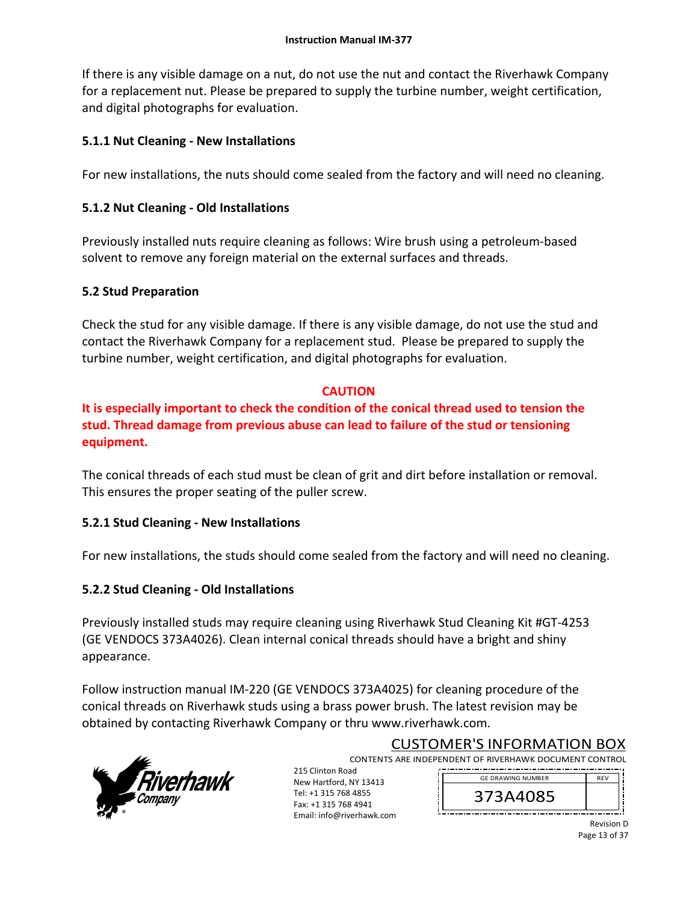If there is any visible damage on a nut, do not use the nut and contact the Riverhawk Company for a replacement nut. Please be prepared to supply the turbine number, weight certification, and digital photographs for evaluation.

### 5.1.1 Nut Cleaning - New Installations

For new installations, the nuts should come sealed from the factory and will need no cleaning.

### 5.1.2 Nut Cleaning - Old Installations

Previously installed nuts require cleaning as follows: Wire brush using a petroleum-based solvent to remove any foreign material on the external surfaces and threads.

## 5.2 Stud Preparation

Check the stud for any visible damage. If there is any visible damage, do not use the stud and contact the Riverhawk Company for a replacement stud. Please be prepared to supply the turbine number, weight certification, and digital photographs for evaluation.

**CAUTION**

**It is especially important to check the condition of the conical thread used to tension the stud. Thread damage from previous abuse can lead to failure of the stud or tensioning equipment.**

The conical threads of each stud must be clean of grit and dirt before installation or removal. This ensures the proper seating of the puller screw.

### 5.2.1 Stud Cleaning - New Installations

For new installations, the studs should come sealed from the factory and will need no cleaning.

### 5.2.2 Stud Cleaning - Old Installations

Previously installed studs may require cleaning using Riverhawk Stud Cleaning Kit #GT-4253 (GE VENDOCS 373A4026). Clean internal conical threads should have a bright and shiny appearance.

Follow instruction manual IM-220 (GE VENDOCS 373A4025) for cleaning procedure of the conical threads on Riverhawk studs using a brass power brush. The latest revision may be obtained by contacting Riverhawk Company or thru www.riverhawk.com.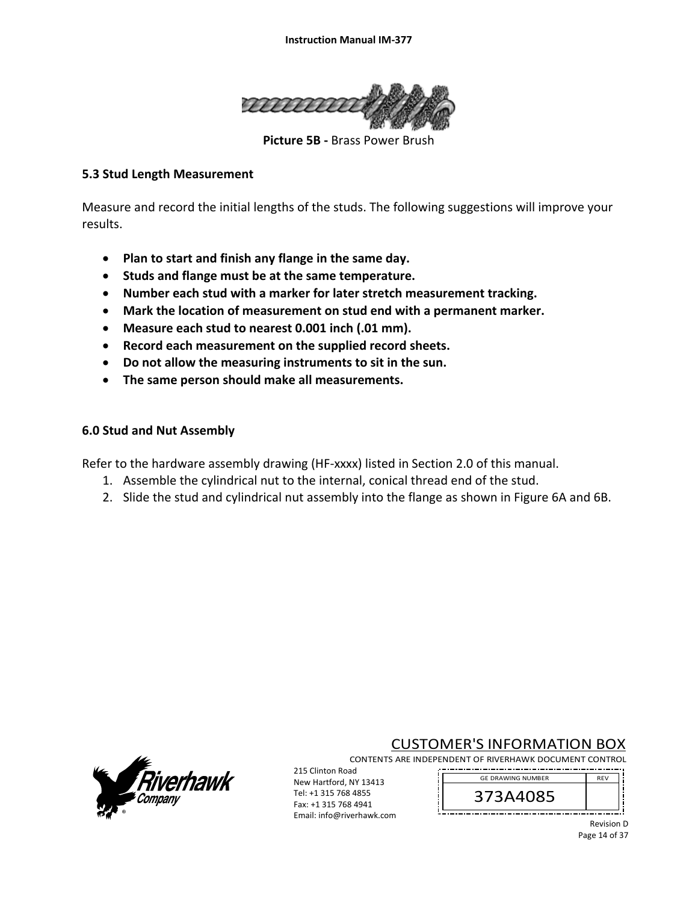**Picture 5B -** Brass Power Brush

### 5.3 Stud Length Measurement

Measure and record the initial lengths of the studs. The following suggestions will improve your results.

- **Plan to start and finish any flange in the same day.**
- **Studs and flange must be at the same temperature.**
- **Number each stud with a marker for later stretch measurement tracking.**
- **Mark the location of measurement on stud end with a permanent marker.**
- **Measure each stud to nearest 0.001 inch (.01 mm).**
- **Record each measurement on the supplied record sheets.**
- **Do not allow the measuring instruments to sit in the sun.**
- **The same person should make all measurements.**

## 6.0 Stud and Nut Assembly

Refer to the hardware assembly drawing (HF-xxxx) listed in Section 2.0 of this manual.

1. Assemble the cylindrical nut to the internal, conical thread end of the stud.
2. Slide the stud and cylindrical nut assembly into the flange as shown in Figure 6A and 6B.

CUSTOMER'S INFORMATION BOX

CONTENTS ARE INDEPENDENT OF RIVERHAWK DOCUMENT CONTROL

215 Clinton Road
New Hartford, NY 13413
Tel: +1 315 768 4855
Fax: +1 315 768 4941
Email: info@riverhawk.com

| GE DRAWING NUMBER | REV |
|---|---|
| 373A4085 | |

Revision D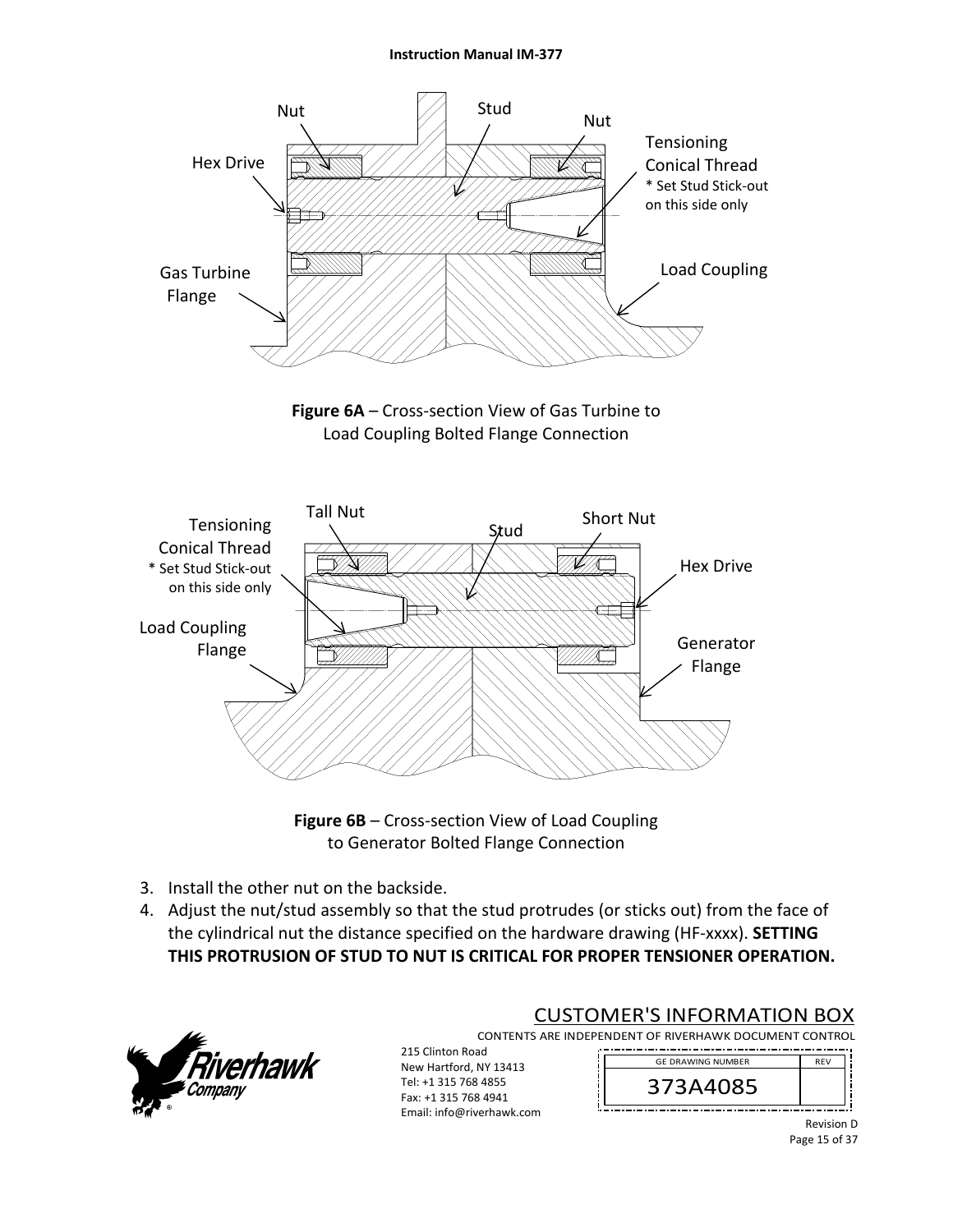Figure 6A – Cross-section View of Gas Turbine to Load Coupling Bolted Flange Connection

Figure 6B – Cross-section View of Load Coupling to Generator Bolted Flange Connection

3. Install the other nut on the backside.
4. Adjust the nut/stud assembly so that the stud protrudes (or sticks out) from the face of the cylindrical nut the distance specified on the hardware drawing (HF-xxxx). **SETTING THIS PROTRUSION OF STUD TO NUT IS CRITICAL FOR PROPER TENSIONER OPERATION.**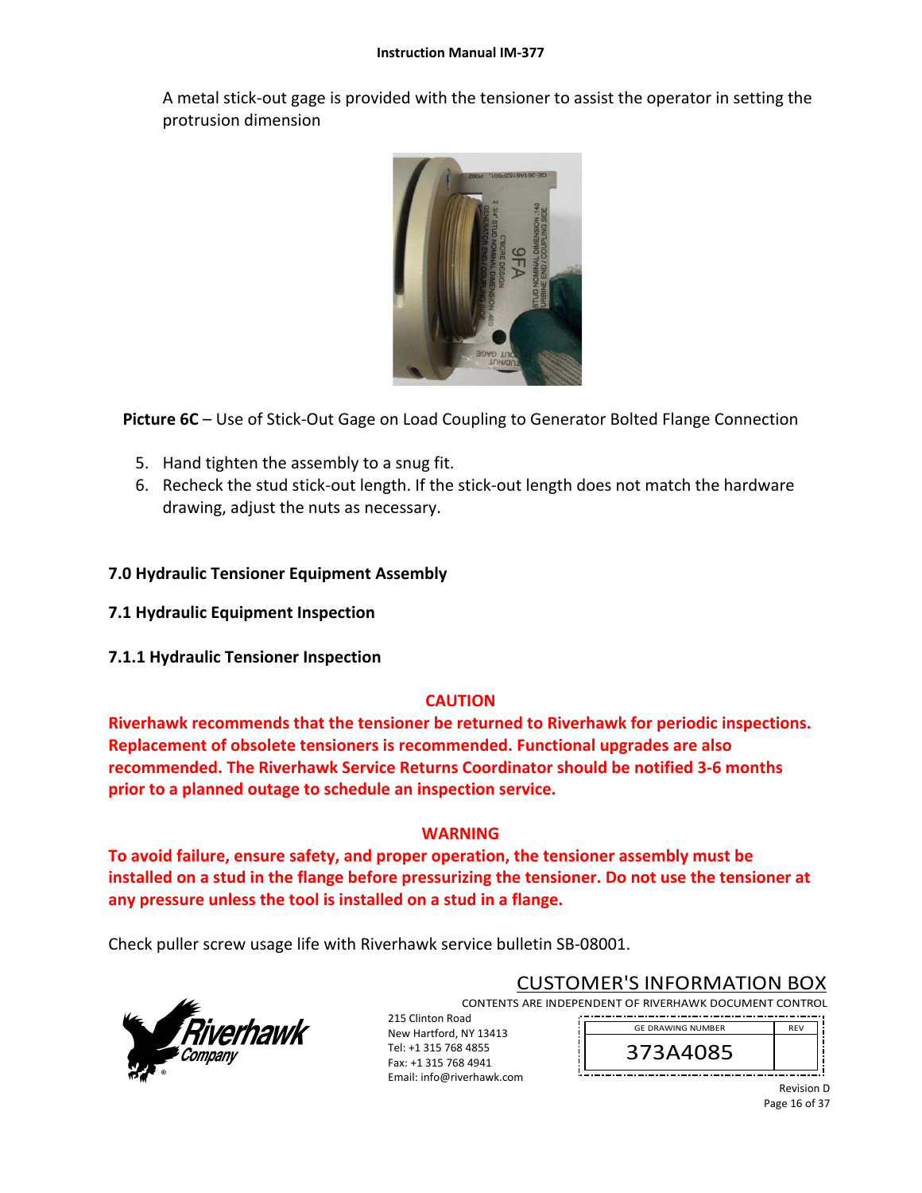A metal stick-out gage is provided with the tensioner to assist the operator in setting the protrusion dimension

**Picture 6C** – Use of Stick-Out Gage on Load Coupling to Generator Bolted Flange Connection

5. Hand tighten the assembly to a snug fit.
6. Recheck the stud stick-out length. If the stick-out length does not match the hardware drawing, adjust the nuts as necessary.

## 7.0 Hydraulic Tensioner Equipment Assembly

### 7.1 Hydraulic Equipment Inspection

#### 7.1.1 Hydraulic Tensioner Inspection

**CAUTION**

**Riverhawk recommends that the tensioner be returned to Riverhawk for periodic inspections. Replacement of obsolete tensioners is recommended. Functional upgrades are also recommended. The Riverhawk Service Returns Coordinator should be notified 3-6 months prior to a planned outage to schedule an inspection service.**

**WARNING**

**To avoid failure, ensure safety, and proper operation, the tensioner assembly must be installed on a stud in the flange before pressurizing the tensioner. Do not use the tensioner at any pressure unless the tool is installed on a stud in a flange.**

Check puller screw usage life with Riverhawk service bulletin SB-08001.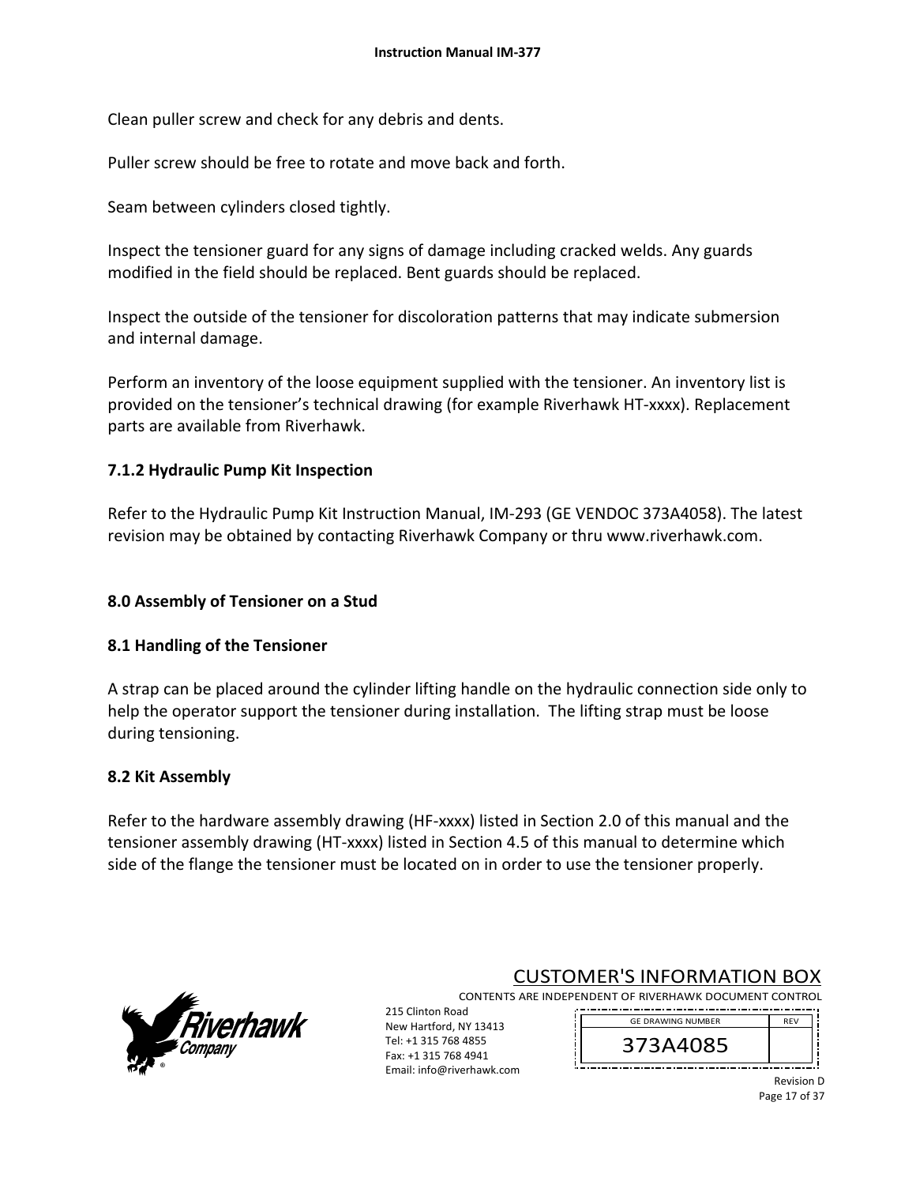Clean puller screw and check for any debris and dents.

Puller screw should be free to rotate and move back and forth.

Seam between cylinders closed tightly.

Inspect the tensioner guard for any signs of damage including cracked welds. Any guards modified in the field should be replaced. Bent guards should be replaced.

Inspect the outside of the tensioner for discoloration patterns that may indicate submersion and internal damage.

Perform an inventory of the loose equipment supplied with the tensioner. An inventory list is provided on the tensioner's technical drawing (for example Riverhawk HT-xxxx). Replacement parts are available from Riverhawk.

### 7.1.2 Hydraulic Pump Kit Inspection

Refer to the Hydraulic Pump Kit Instruction Manual, IM-293 (GE VENDOC 373A4058). The latest revision may be obtained by contacting Riverhawk Company or thru www.riverhawk.com.

## 8.0 Assembly of Tensioner on a Stud

### 8.1 Handling of the Tensioner

A strap can be placed around the cylinder lifting handle on the hydraulic connection side only to help the operator support the tensioner during installation. The lifting strap must be loose during tensioning.

### 8.2 Kit Assembly

Refer to the hardware assembly drawing (HF-xxxx) listed in Section 2.0 of this manual and the tensioner assembly drawing (HT-xxxx) listed in Section 4.5 of this manual to determine which side of the flange the tensioner must be located on in order to use the tensioner properly.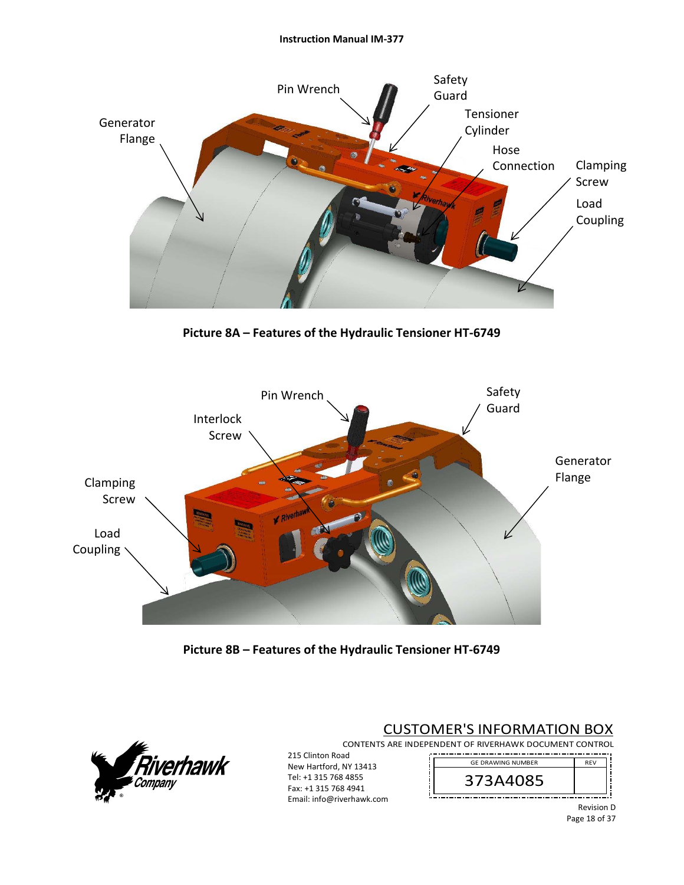Generator Flange

Pin Wrench

Safety Guard

Tensioner Cylinder

Hose Connection

Clamping Screw

Load Coupling

**Picture 8A – Features of the Hydraulic Tensioner HT-6749**

Pin Wrench

Interlock Screw

Safety Guard

Generator Flange

Clamping Screw

Load Coupling

**Picture 8B – Features of the Hydraulic Tensioner HT-6749**

CUSTOMER'S INFORMATION BOX

CONTENTS ARE INDEPENDENT OF RIVERHAWK DOCUMENT CONTROL

215 Clinton Road
New Hartford, NY 13413
Tel: +1 315 768 4855
Fax: +1 315 768 4941
Email: info@riverhawk.com

| GE DRAWING NUMBER | REV |
|---|---|
| 373A4085 | |

Revision D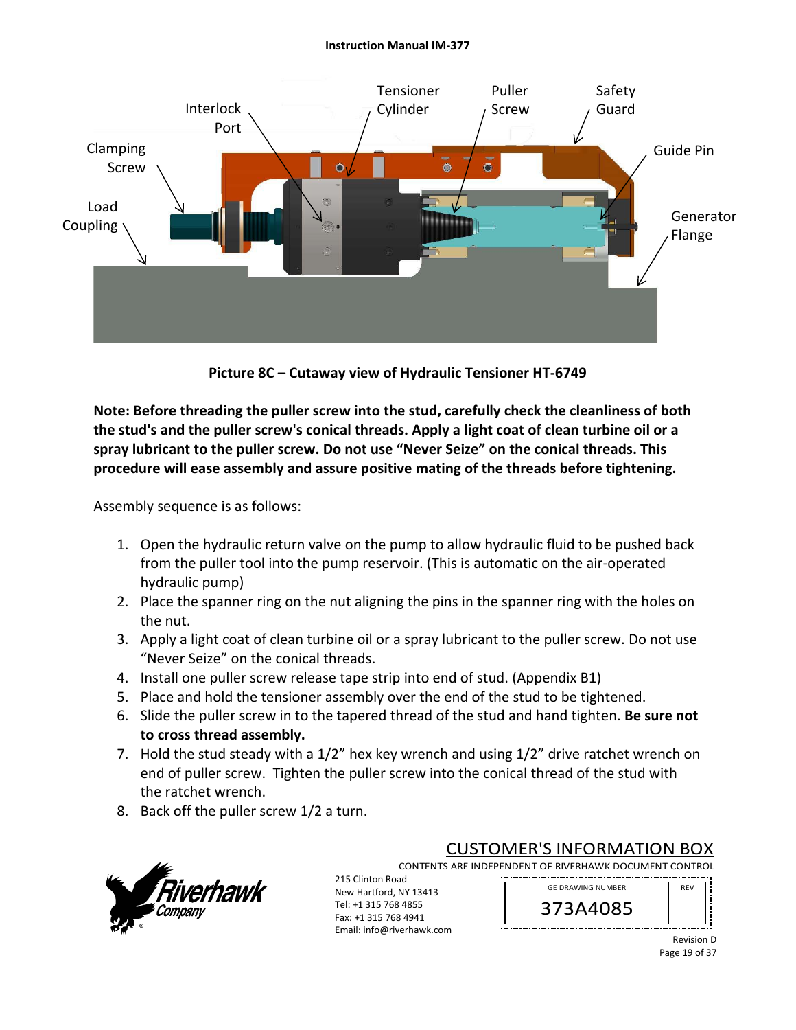Picture 8C – Cutaway view of Hydraulic Tensioner HT-6749

**Note: Before threading the puller screw into the stud, carefully check the cleanliness of both the stud's and the puller screw's conical threads. Apply a light coat of clean turbine oil or a spray lubricant to the puller screw. Do not use "Never Seize" on the conical threads. This procedure will ease assembly and assure positive mating of the threads before tightening.**

Assembly sequence is as follows:

1. Open the hydraulic return valve on the pump to allow hydraulic fluid to be pushed back from the puller tool into the pump reservoir. (This is automatic on the air-operated hydraulic pump)
2. Place the spanner ring on the nut aligning the pins in the spanner ring with the holes on the nut.
3. Apply a light coat of clean turbine oil or a spray lubricant to the puller screw. Do not use "Never Seize" on the conical threads.
4. Install one puller screw release tape strip into end of stud. (Appendix B1)
5. Place and hold the tensioner assembly over the end of the stud to be tightened.
6. Slide the puller screw in to the tapered thread of the stud and hand tighten. **Be sure not to cross thread assembly.**
7. Hold the stud steady with a 1/2" hex key wrench and using 1/2" drive ratchet wrench on end of puller screw. Tighten the puller screw into the conical thread of the stud with the ratchet wrench.
8. Back off the puller screw 1/2 a turn.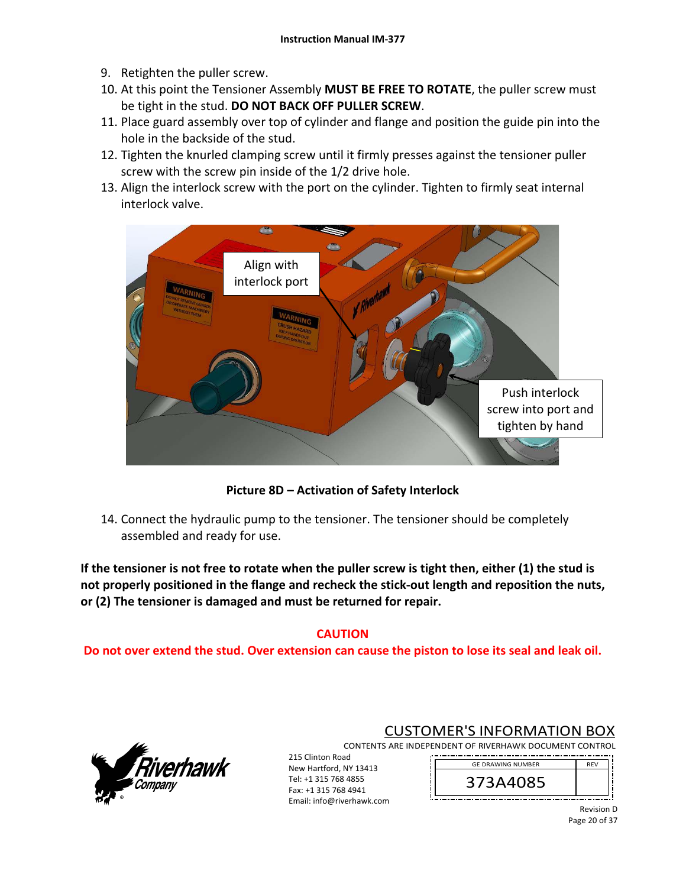9. Retighten the puller screw.
10. At this point the Tensioner Assembly **MUST BE FREE TO ROTATE**, the puller screw must be tight in the stud. **DO NOT BACK OFF PULLER SCREW**.
11. Place guard assembly over top of cylinder and flange and position the guide pin into the hole in the backside of the stud.
12. Tighten the knurled clamping screw until it firmly presses against the tensioner puller screw with the screw pin inside of the 1/2 drive hole.
13. Align the interlock screw with the port on the cylinder. Tighten to firmly seat internal interlock valve.

**Picture 8D – Activation of Safety Interlock**

14. Connect the hydraulic pump to the tensioner. The tensioner should be completely assembled and ready for use.

**If the tensioner is not free to rotate when the puller screw is tight then, either (1) the stud is not properly positioned in the flange and recheck the stick-out length and reposition the nuts, or (2) The tensioner is damaged and must be returned for repair.**

**CAUTION**

**Do not over extend the stud. Over extension can cause the piston to lose its seal and leak oil.**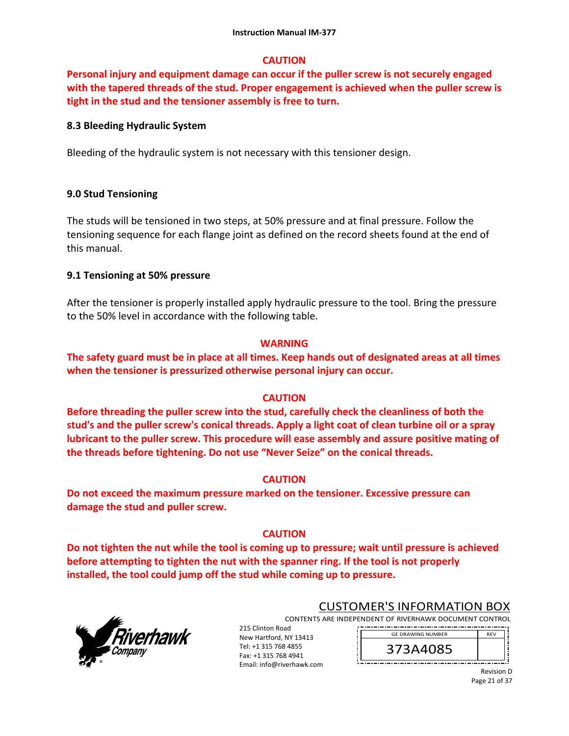**CAUTION**

**Personal injury and equipment damage can occur if the puller screw is not securely engaged with the tapered threads of the stud. Proper engagement is achieved when the puller screw is tight in the stud and the tensioner assembly is free to turn.**

### 8.3 Bleeding Hydraulic System

Bleeding of the hydraulic system is not necessary with this tensioner design.

## 9.0 Stud Tensioning

The studs will be tensioned in two steps, at 50% pressure and at final pressure. Follow the tensioning sequence for each flange joint as defined on the record sheets found at the end of this manual.

### 9.1 Tensioning at 50% pressure

After the tensioner is properly installed apply hydraulic pressure to the tool. Bring the pressure to the 50% level in accordance with the following table.

**WARNING**

**The safety guard must be in place at all times. Keep hands out of designated areas at all times when the tensioner is pressurized otherwise personal injury can occur.**

**CAUTION**

**Before threading the puller screw into the stud, carefully check the cleanliness of both the stud's and the puller screw's conical threads. Apply a light coat of clean turbine oil or a spray lubricant to the puller screw. This procedure will ease assembly and assure positive mating of the threads before tightening. Do not use "Never Seize" on the conical threads.**

**CAUTION**

**Do not exceed the maximum pressure marked on the tensioner. Excessive pressure can damage the stud and puller screw.**

**CAUTION**

**Do not tighten the nut while the tool is coming up to pressure; wait until pressure is achieved before attempting to tighten the nut with the spanner ring. If the tool is not properly installed, the tool could jump off the stud while coming up to pressure.**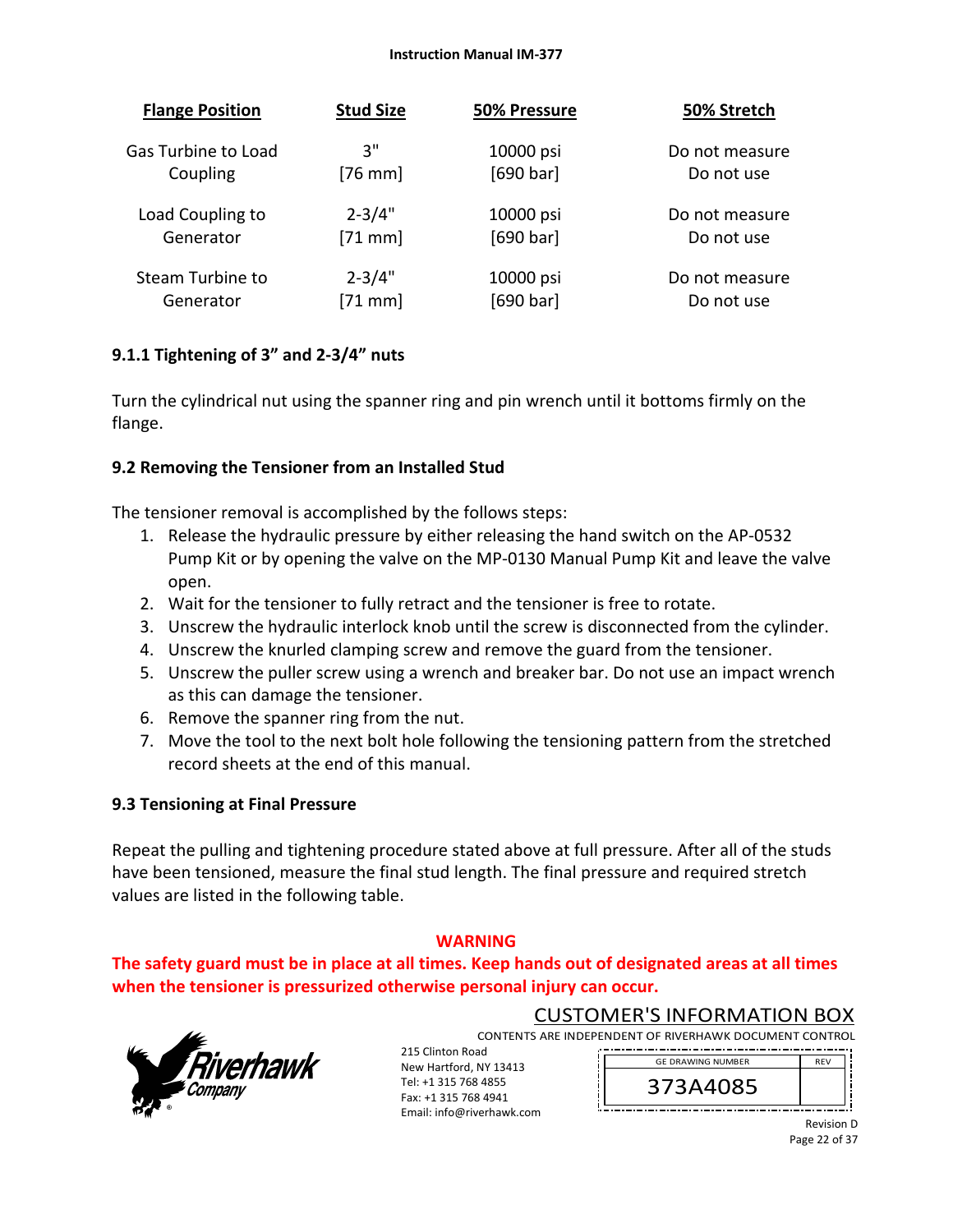| Flange Position | Stud Size | 50% Pressure | 50% Stretch |
|---|---|---|---|
| Gas Turbine to Load Coupling | 3" [76 mm] | 10000 psi [690 bar] | Do not measure Do not use |
| Load Coupling to Generator | 2-3/4" [71 mm] | 10000 psi [690 bar] | Do not measure Do not use |
| Steam Turbine to Generator | 2-3/4" [71 mm] | 10000 psi [690 bar] | Do not measure Do not use |

### 9.1.1 Tightening of 3" and 2-3/4" nuts

Turn the cylindrical nut using the spanner ring and pin wrench until it bottoms firmly on the flange.

## 9.2 Removing the Tensioner from an Installed Stud

The tensioner removal is accomplished by the follows steps:

1. Release the hydraulic pressure by either releasing the hand switch on the AP-0532 Pump Kit or by opening the valve on the MP-0130 Manual Pump Kit and leave the valve open.
2. Wait for the tensioner to fully retract and the tensioner is free to rotate.
3. Unscrew the hydraulic interlock knob until the screw is disconnected from the cylinder.
4. Unscrew the knurled clamping screw and remove the guard from the tensioner.
5. Unscrew the puller screw using a wrench and breaker bar. Do not use an impact wrench as this can damage the tensioner.
6. Remove the spanner ring from the nut.
7. Move the tool to the next bolt hole following the tensioning pattern from the stretched record sheets at the end of this manual.

## 9.3 Tensioning at Final Pressure

Repeat the pulling and tightening procedure stated above at full pressure. After all of the studs have been tensioned, measure the final stud length. The final pressure and required stretch values are listed in the following table.

**WARNING**

**The safety guard must be in place at all times. Keep hands out of designated areas at all times when the tensioner is pressurized otherwise personal injury can occur.**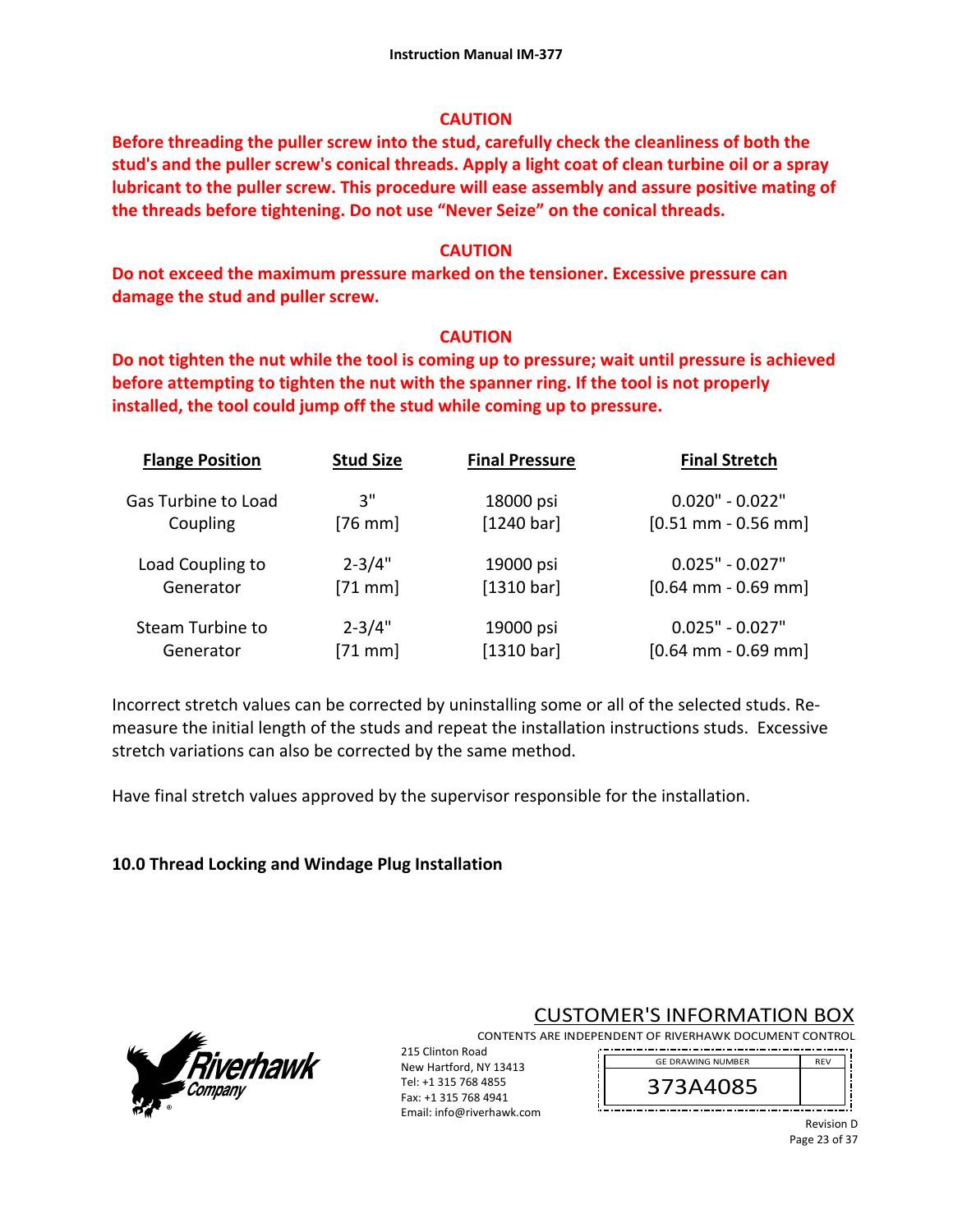**CAUTION**

**Before threading the puller screw into the stud, carefully check the cleanliness of both the stud's and the puller screw's conical threads. Apply a light coat of clean turbine oil or a spray lubricant to the puller screw. This procedure will ease assembly and assure positive mating of the threads before tightening. Do not use "Never Seize" on the conical threads.**

**CAUTION**

**Do not exceed the maximum pressure marked on the tensioner. Excessive pressure can damage the stud and puller screw.**

**CAUTION**

**Do not tighten the nut while the tool is coming up to pressure; wait until pressure is achieved before attempting to tighten the nut with the spanner ring. If the tool is not properly installed, the tool could jump off the stud while coming up to pressure.**

| Flange Position | Stud Size | Final Pressure | Final Stretch |
|---|---|---|---|
| Gas Turbine to Load Coupling | 3" [76 mm] | 18000 psi [1240 bar] | 0.020" - 0.022" [0.51 mm - 0.56 mm] |
| Load Coupling to Generator | 2-3/4" [71 mm] | 19000 psi [1310 bar] | 0.025" - 0.027" [0.64 mm - 0.69 mm] |
| Steam Turbine to Generator | 2-3/4" [71 mm] | 19000 psi [1310 bar] | 0.025" - 0.027" [0.64 mm - 0.69 mm] |

Incorrect stretch values can be corrected by uninstalling some or all of the selected studs. Re-measure the initial length of the studs and repeat the installation instructions studs. Excessive stretch variations can also be corrected by the same method.

Have final stretch values approved by the supervisor responsible for the installation.

## 10.0 Thread Locking and Windage Plug Installation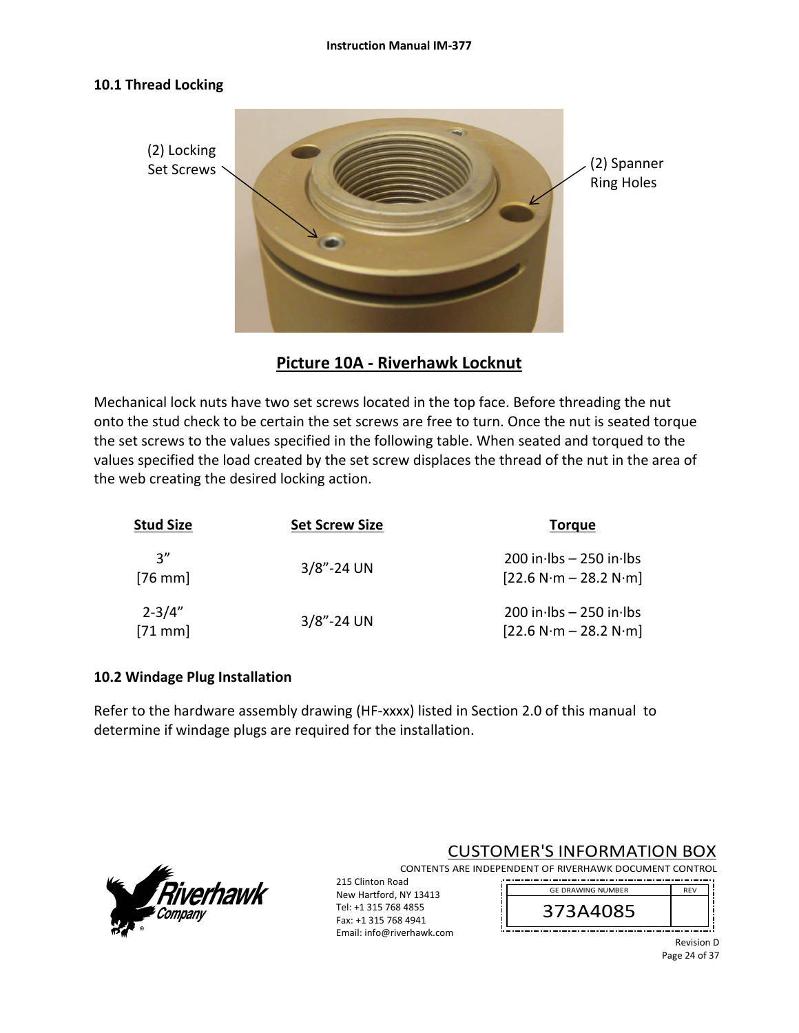## 10.1 Thread Locking

(2) Locking Set Screws

(2) Spanner Ring Holes

**Picture 10A - Riverhawk Locknut**

Mechanical lock nuts have two set screws located in the top face. Before threading the nut onto the stud check to be certain the set screws are free to turn. Once the nut is seated torque the set screws to the values specified in the following table. When seated and torqued to the values specified the load created by the set screw displaces the thread of the nut in the area of the web creating the desired locking action.

| Stud Size | Set Screw Size | Torque |
|---|---|---|
| 3” [76 mm] | 3/8”-24 UN | 200 in·lbs – 250 in·lbs [22.6 N·m – 28.2 N·m] |
| 2-3/4” [71 mm] | 3/8”-24 UN | 200 in·lbs – 250 in·lbs [22.6 N·m – 28.2 N·m] |

## 10.2 Windage Plug Installation

Refer to the hardware assembly drawing (HF-xxxx) listed in Section 2.0 of this manual to determine if windage plugs are required for the installation.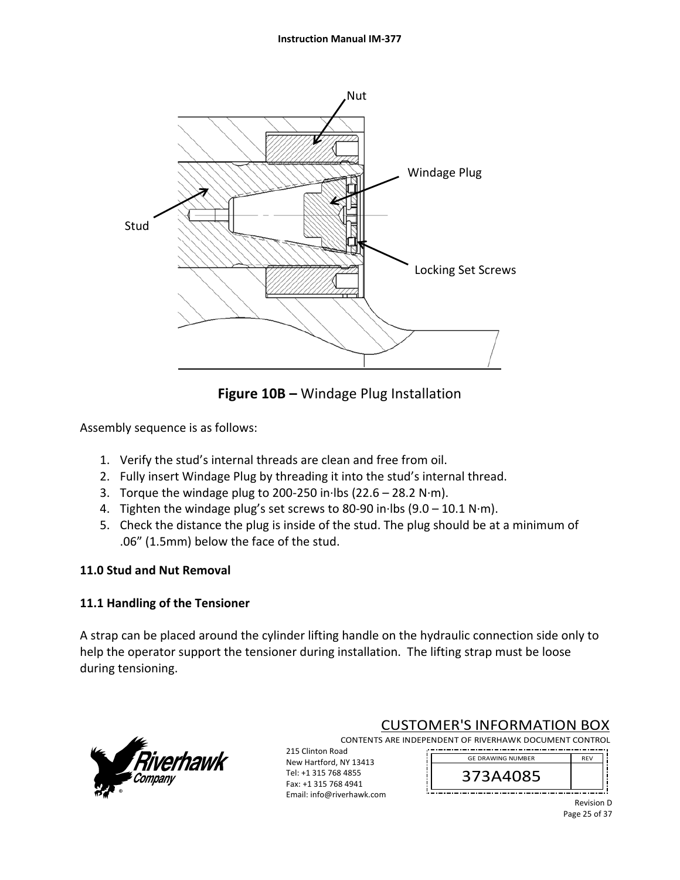**Figure 10B –** Windage Plug Installation

Assembly sequence is as follows:

1. Verify the stud's internal threads are clean and free from oil.
2. Fully insert Windage Plug by threading it into the stud's internal thread.
3. Torque the windage plug to 200-250 in·lbs (22.6 – 28.2 N·m).
4. Tighten the windage plug's set screws to 80-90 in·lbs (9.0 – 10.1 N·m).
5. Check the distance the plug is inside of the stud. The plug should be at a minimum of .06" (1.5mm) below the face of the stud.

**11.0 Stud and Nut Removal**

**11.1 Handling of the Tensioner**

A strap can be placed around the cylinder lifting handle on the hydraulic connection side only to help the operator support the tensioner during installation. The lifting strap must be loose during tensioning.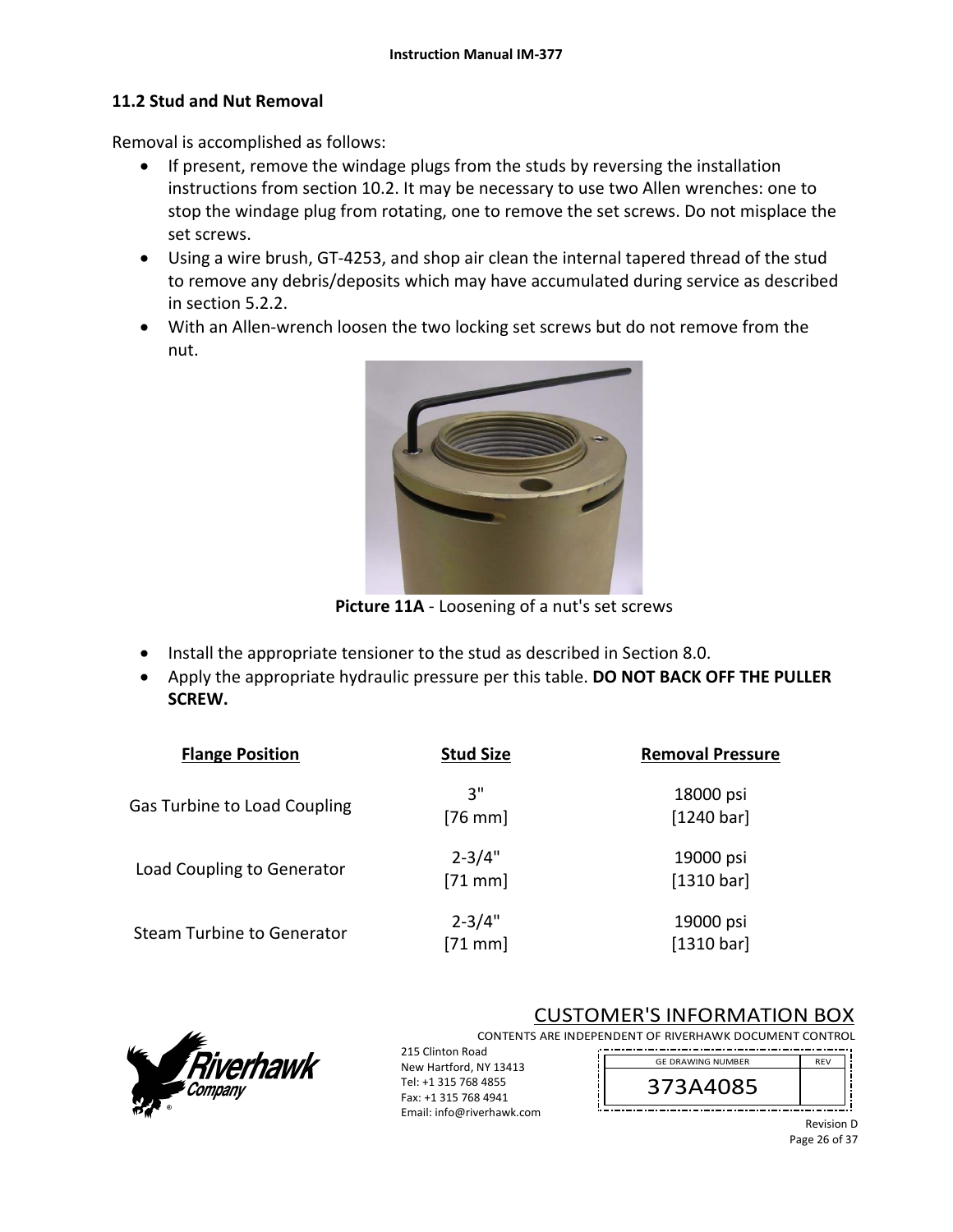## 11.2 Stud and Nut Removal

Removal is accomplished as follows:

- If present, remove the windage plugs from the studs by reversing the installation instructions from section 10.2. It may be necessary to use two Allen wrenches: one to stop the windage plug from rotating, one to remove the set screws. Do not misplace the set screws.
- Using a wire brush, GT-4253, and shop air clean the internal tapered thread of the stud to remove any debris/deposits which may have accumulated during service as described in section 5.2.2.
- With an Allen-wrench loosen the two locking set screws but do not remove from the nut.

**Picture 11A** - Loosening of a nut's set screws

- Install the appropriate tensioner to the stud as described in Section 8.0.
- Apply the appropriate hydraulic pressure per this table. **DO NOT BACK OFF THE PULLER SCREW.**

| Flange Position | Stud Size | Removal Pressure |
|---|---|---|
| Gas Turbine to Load Coupling | 3" [76 mm] | 18000 psi [1240 bar] |
| Load Coupling to Generator | 2-3/4" [71 mm] | 19000 psi [1310 bar] |
| Steam Turbine to Generator | 2-3/4" [71 mm] | 19000 psi [1310 bar] |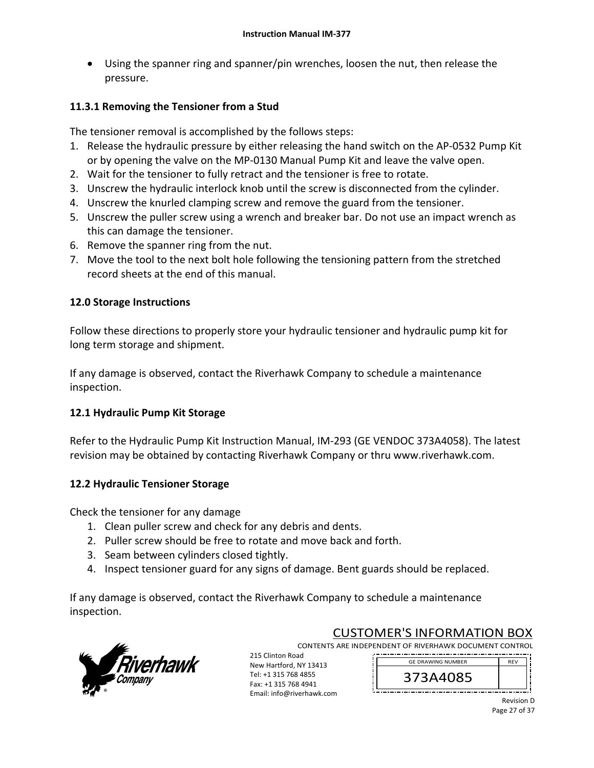- Using the spanner ring and spanner/pin wrenches, loosen the nut, then release the pressure.

### 11.3.1 Removing the Tensioner from a Stud

The tensioner removal is accomplished by the follows steps:

1. Release the hydraulic pressure by either releasing the hand switch on the AP-0532 Pump Kit or by opening the valve on the MP-0130 Manual Pump Kit and leave the valve open.
2. Wait for the tensioner to fully retract and the tensioner is free to rotate.
3. Unscrew the hydraulic interlock knob until the screw is disconnected from the cylinder.
4. Unscrew the knurled clamping screw and remove the guard from the tensioner.
5. Unscrew the puller screw using a wrench and breaker bar. Do not use an impact wrench as this can damage the tensioner.
6. Remove the spanner ring from the nut.
7. Move the tool to the next bolt hole following the tensioning pattern from the stretched record sheets at the end of this manual.

## 12.0 Storage Instructions

Follow these directions to properly store your hydraulic tensioner and hydraulic pump kit for long term storage and shipment.

If any damage is observed, contact the Riverhawk Company to schedule a maintenance inspection.

### 12.1 Hydraulic Pump Kit Storage

Refer to the Hydraulic Pump Kit Instruction Manual, IM-293 (GE VENDOC 373A4058). The latest revision may be obtained by contacting Riverhawk Company or thru www.riverhawk.com.

### 12.2 Hydraulic Tensioner Storage

Check the tensioner for any damage

1. Clean puller screw and check for any debris and dents.
2. Puller screw should be free to rotate and move back and forth.
3. Seam between cylinders closed tightly.
4. Inspect tensioner guard for any signs of damage. Bent guards should be replaced.

If any damage is observed, contact the Riverhawk Company to schedule a maintenance inspection.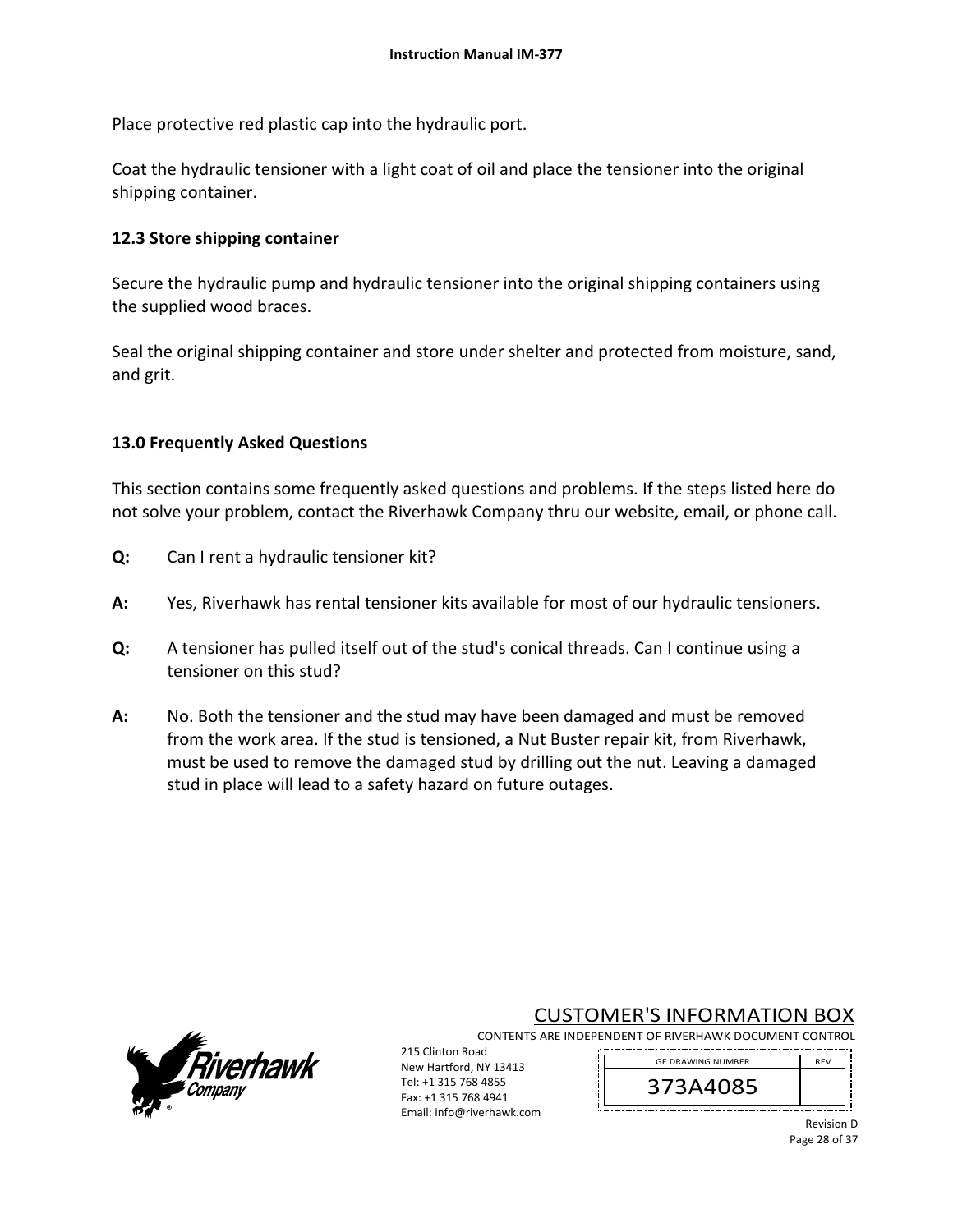Place protective red plastic cap into the hydraulic port.

Coat the hydraulic tensioner with a light coat of oil and place the tensioner into the original shipping container.

### 12.3 Store shipping container

Secure the hydraulic pump and hydraulic tensioner into the original shipping containers using the supplied wood braces.

Seal the original shipping container and store under shelter and protected from moisture, sand, and grit.

## 13.0 Frequently Asked Questions

This section contains some frequently asked questions and problems. If the steps listed here do not solve your problem, contact the Riverhawk Company thru our website, email, or phone call.

**Q:** Can I rent a hydraulic tensioner kit?

**A:** Yes, Riverhawk has rental tensioner kits available for most of our hydraulic tensioners.

**Q:** A tensioner has pulled itself out of the stud's conical threads. Can I continue using a tensioner on this stud?

**A:** No. Both the tensioner and the stud may have been damaged and must be removed from the work area. If the stud is tensioned, a Nut Buster repair kit, from Riverhawk, must be used to remove the damaged stud by drilling out the nut. Leaving a damaged stud in place will lead to a safety hazard on future outages.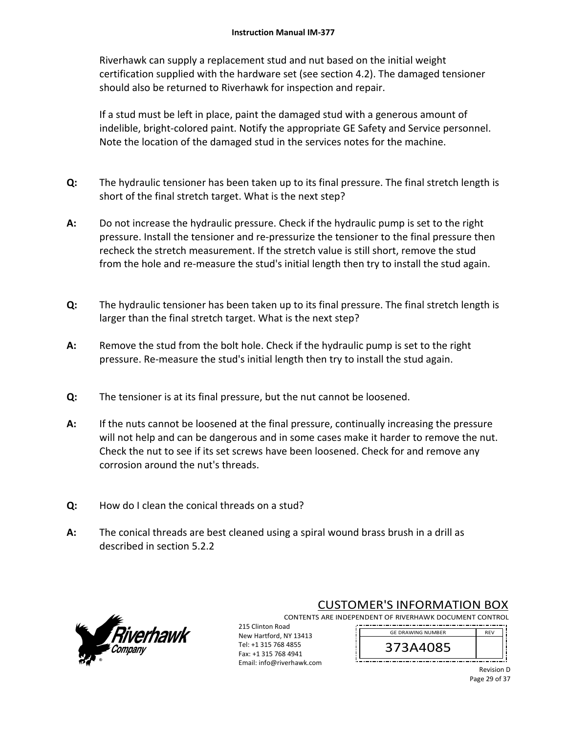Riverhawk can supply a replacement stud and nut based on the initial weight certification supplied with the hardware set (see section 4.2). The damaged tensioner should also be returned to Riverhawk for inspection and repair.

If a stud must be left in place, paint the damaged stud with a generous amount of indelible, bright-colored paint. Notify the appropriate GE Safety and Service personnel. Note the location of the damaged stud in the services notes for the machine.

**Q:** The hydraulic tensioner has been taken up to its final pressure. The final stretch length is short of the final stretch target. What is the next step?

**A:** Do not increase the hydraulic pressure. Check if the hydraulic pump is set to the right pressure. Install the tensioner and re-pressurize the tensioner to the final pressure then recheck the stretch measurement. If the stretch value is still short, remove the stud from the hole and re-measure the stud's initial length then try to install the stud again.

**Q:** The hydraulic tensioner has been taken up to its final pressure. The final stretch length is larger than the final stretch target. What is the next step?

**A:** Remove the stud from the bolt hole. Check if the hydraulic pump is set to the right pressure. Re-measure the stud's initial length then try to install the stud again.

**Q:** The tensioner is at its final pressure, but the nut cannot be loosened.

**A:** If the nuts cannot be loosened at the final pressure, continually increasing the pressure will not help and can be dangerous and in some cases make it harder to remove the nut. Check the nut to see if its set screws have been loosened. Check for and remove any corrosion around the nut's threads.

**Q:** How do I clean the conical threads on a stud?

**A:** The conical threads are best cleaned using a spiral wound brass brush in a drill as described in section 5.2.2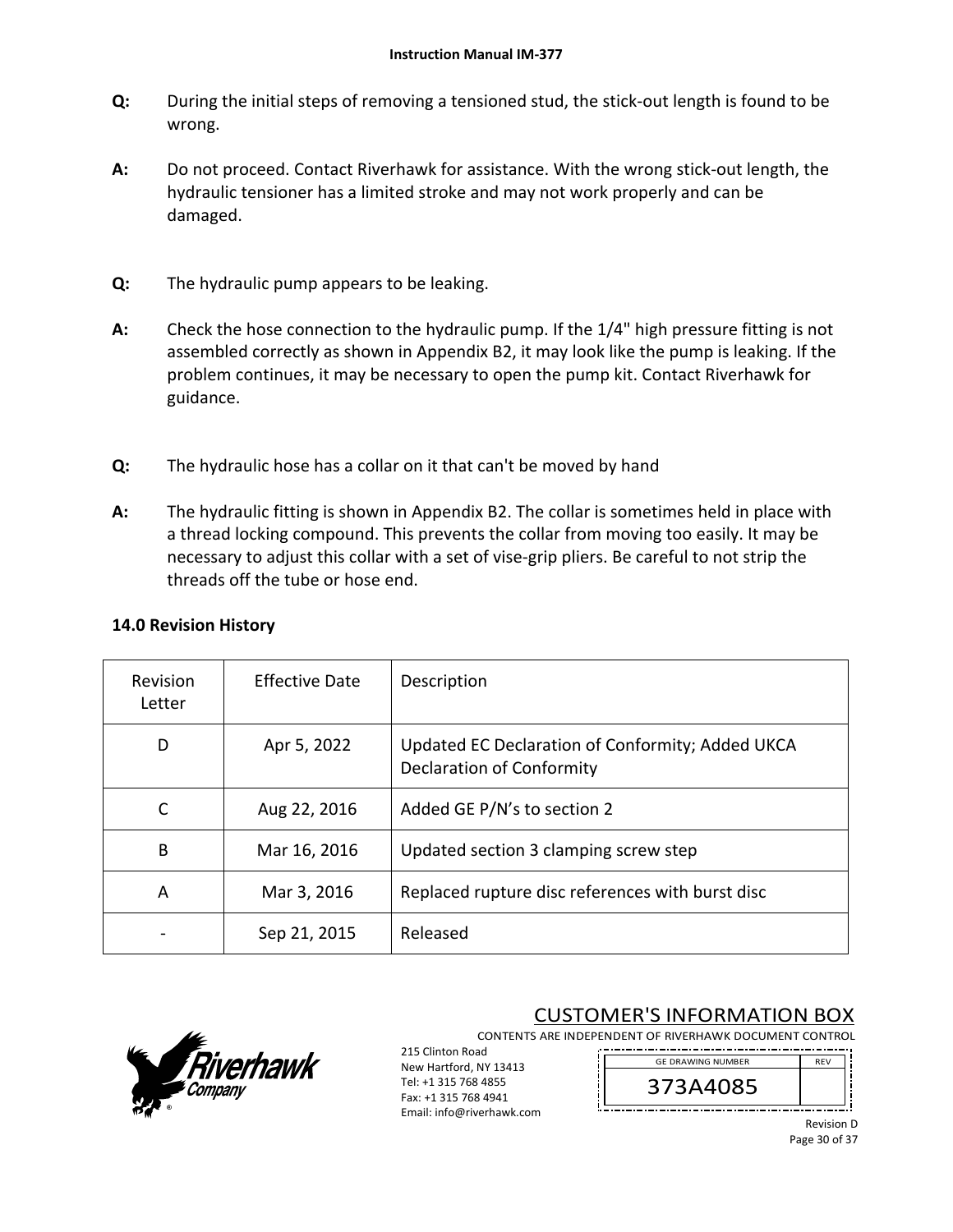**Q:** During the initial steps of removing a tensioned stud, the stick-out length is found to be wrong.

**A:** Do not proceed. Contact Riverhawk for assistance. With the wrong stick-out length, the hydraulic tensioner has a limited stroke and may not work properly and can be damaged.

**Q:** The hydraulic pump appears to be leaking.

**A:** Check the hose connection to the hydraulic pump. If the 1/4" high pressure fitting is not assembled correctly as shown in Appendix B2, it may look like the pump is leaking. If the problem continues, it may be necessary to open the pump kit. Contact Riverhawk for guidance.

**Q:** The hydraulic hose has a collar on it that can't be moved by hand

**A:** The hydraulic fitting is shown in Appendix B2. The collar is sometimes held in place with a thread locking compound. This prevents the collar from moving too easily. It may be necessary to adjust this collar with a set of vise-grip pliers. Be careful to not strip the threads off the tube or hose end.

## 14.0 Revision History

| Revision Letter | Effective Date | Description |
|---|---|---|
| D | Apr 5, 2022 | Updated EC Declaration of Conformity; Added UKCA Declaration of Conformity |
| C | Aug 22, 2016 | Added GE P/N's to section 2 |
| B | Mar 16, 2016 | Updated section 3 clamping screw step |
| A | Mar 3, 2016 | Replaced rupture disc references with burst disc |
| - | Sep 21, 2015 | Released |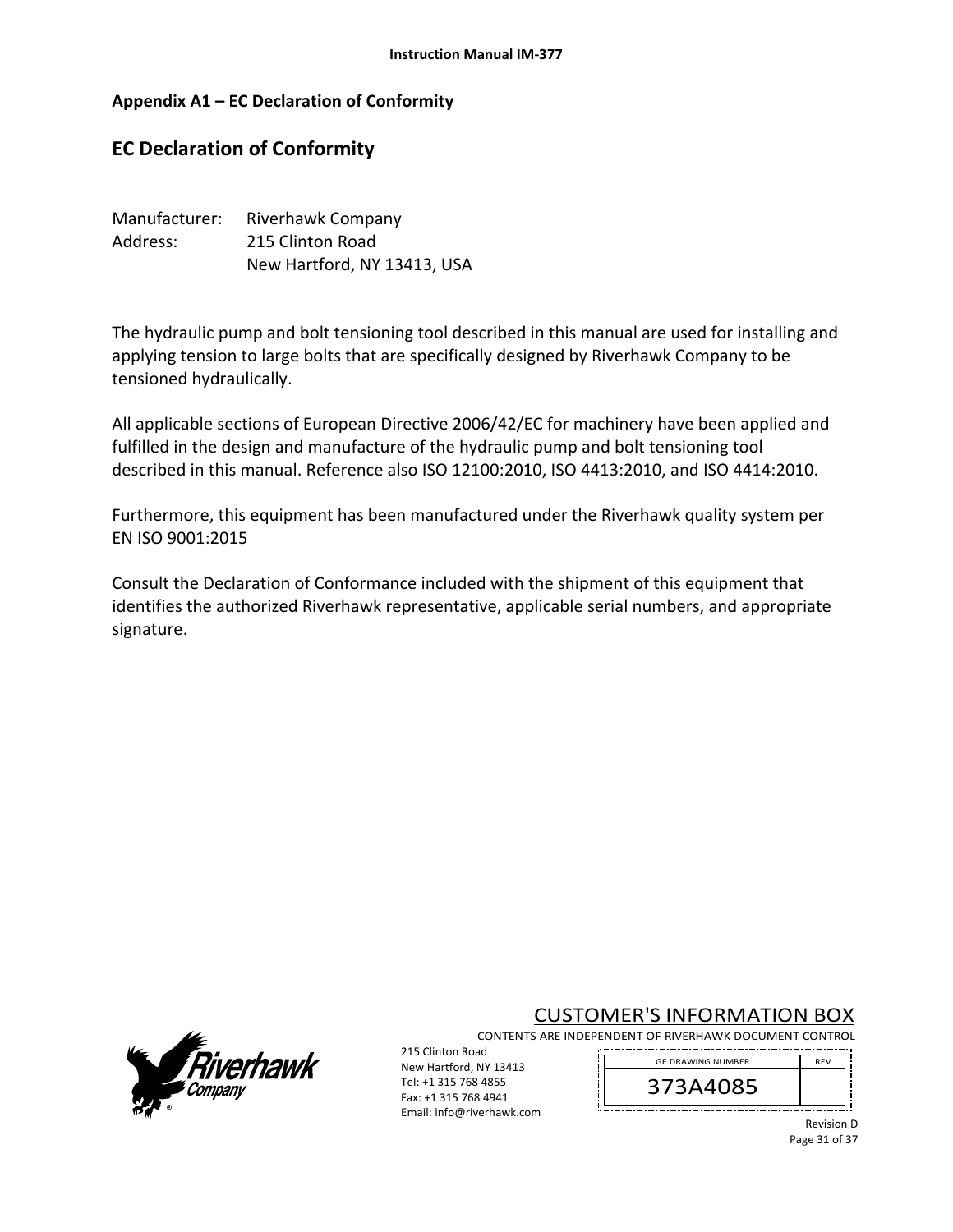## Appendix A1 – EC Declaration of Conformity

# EC Declaration of Conformity

Manufacturer: Riverhawk Company
Address: 215 Clinton Road
New Hartford, NY 13413, USA

The hydraulic pump and bolt tensioning tool described in this manual are used for installing and applying tension to large bolts that are specifically designed by Riverhawk Company to be tensioned hydraulically.

All applicable sections of European Directive 2006/42/EC for machinery have been applied and fulfilled in the design and manufacture of the hydraulic pump and bolt tensioning tool described in this manual. Reference also ISO 12100:2010, ISO 4413:2010, and ISO 4414:2010.

Furthermore, this equipment has been manufactured under the Riverhawk quality system per EN ISO 9001:2015

Consult the Declaration of Conformance included with the shipment of this equipment that identifies the authorized Riverhawk representative, applicable serial numbers, and appropriate signature.

CUSTOMER'S INFORMATION BOX
CONTENTS ARE INDEPENDENT OF RIVERHAWK DOCUMENT CONTROL

215 Clinton Road
New Hartford, NY 13413
Tel: +1 315 768 4855
Fax: +1 315 768 4941
Email: info@riverhawk.com

| GE DRAWING NUMBER | REV |
|---|---|
| 373A4085 | |

Revision D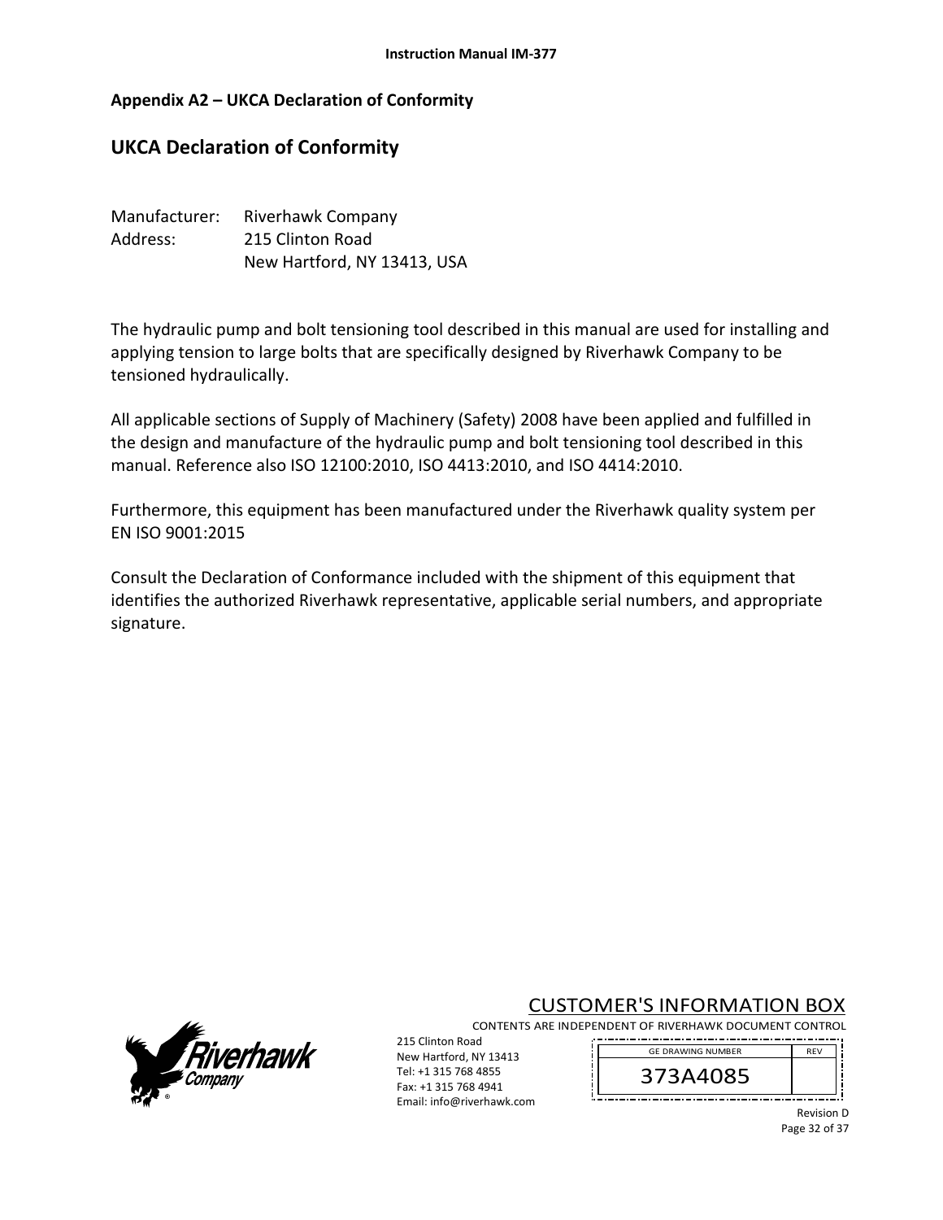## Appendix A2 – UKCA Declaration of Conformity

# UKCA Declaration of Conformity

Manufacturer: Riverhawk Company
Address: 215 Clinton Road
New Hartford, NY 13413, USA

The hydraulic pump and bolt tensioning tool described in this manual are used for installing and applying tension to large bolts that are specifically designed by Riverhawk Company to be tensioned hydraulically.

All applicable sections of Supply of Machinery (Safety) 2008 have been applied and fulfilled in the design and manufacture of the hydraulic pump and bolt tensioning tool described in this manual. Reference also ISO 12100:2010, ISO 4413:2010, and ISO 4414:2010.

Furthermore, this equipment has been manufactured under the Riverhawk quality system per EN ISO 9001:2015

Consult the Declaration of Conformance included with the shipment of this equipment that identifies the authorized Riverhawk representative, applicable serial numbers, and appropriate signature.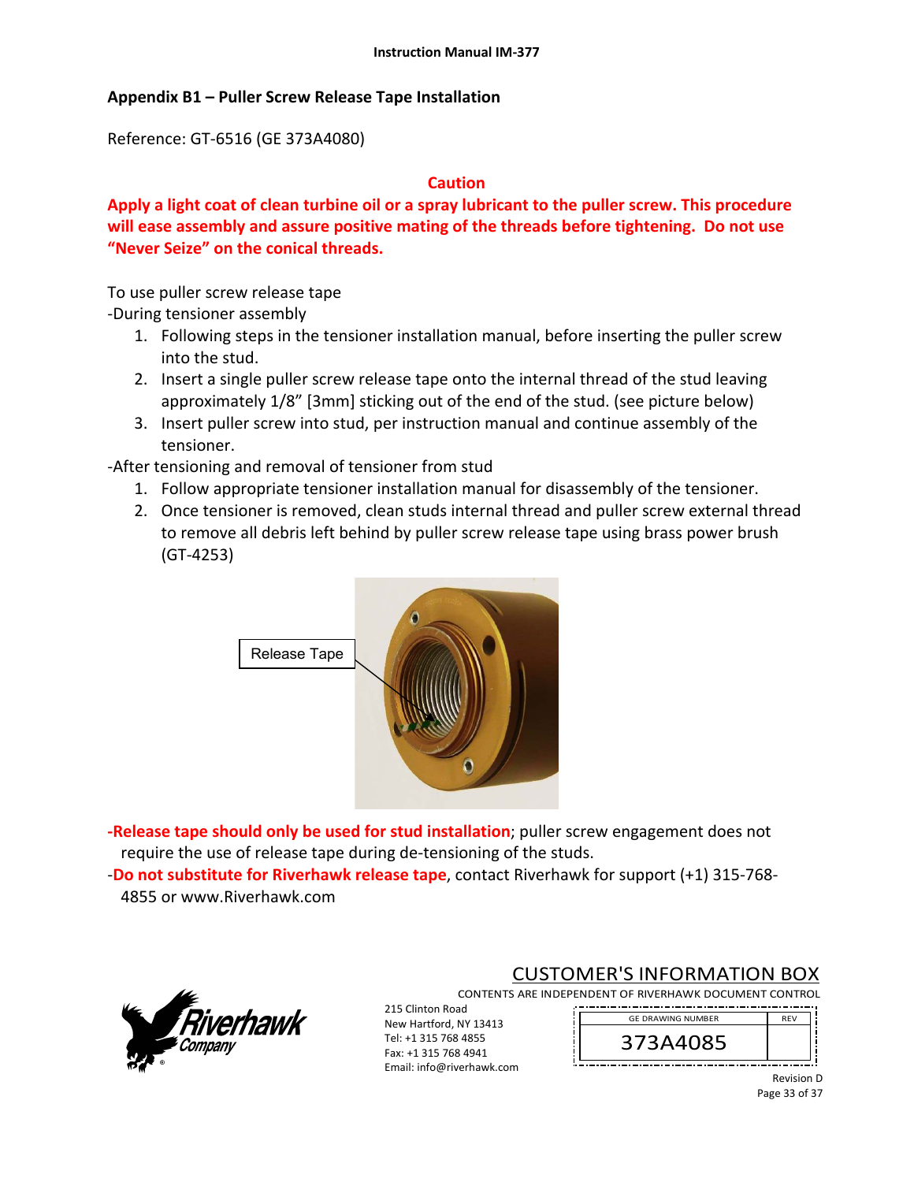## Appendix B1 – Puller Screw Release Tape Installation

Reference: GT-6516 (GE 373A4080)

**Caution**

**Apply a light coat of clean turbine oil or a spray lubricant to the puller screw. This procedure will ease assembly and assure positive mating of the threads before tightening. Do not use "Never Seize" on the conical threads.**

To use puller screw release tape

-During tensioner assembly

1. Following steps in the tensioner installation manual, before inserting the puller screw into the stud.
2. Insert a single puller screw release tape onto the internal thread of the stud leaving approximately 1/8" [3mm] sticking out of the end of the stud. (see picture below)
3. Insert puller screw into stud, per instruction manual and continue assembly of the tensioner.

-After tensioning and removal of tensioner from stud

1. Follow appropriate tensioner installation manual for disassembly of the tensioner.
2. Once tensioner is removed, clean studs internal thread and puller screw external thread to remove all debris left behind by puller screw release tape using brass power brush (GT-4253)

Release Tape

**-Release tape should only be used for stud installation**; puller screw engagement does not require the use of release tape during de-tensioning of the studs.

-**Do not substitute for Riverhawk release tape**, contact Riverhawk for support (+1) 315-768-4855 or www.Riverhawk.com

CUSTOMER'S INFORMATION BOX

CONTENTS ARE INDEPENDENT OF RIVERHAWK DOCUMENT CONTROL

215 Clinton Road
New Hartford, NY 13413
Tel: +1 315 768 4855
Fax: +1 315 768 4941
Email: info@riverhawk.com

| GE DRAWING NUMBER | REV |
| --- | --- |
| 373A4085 | |

Revision D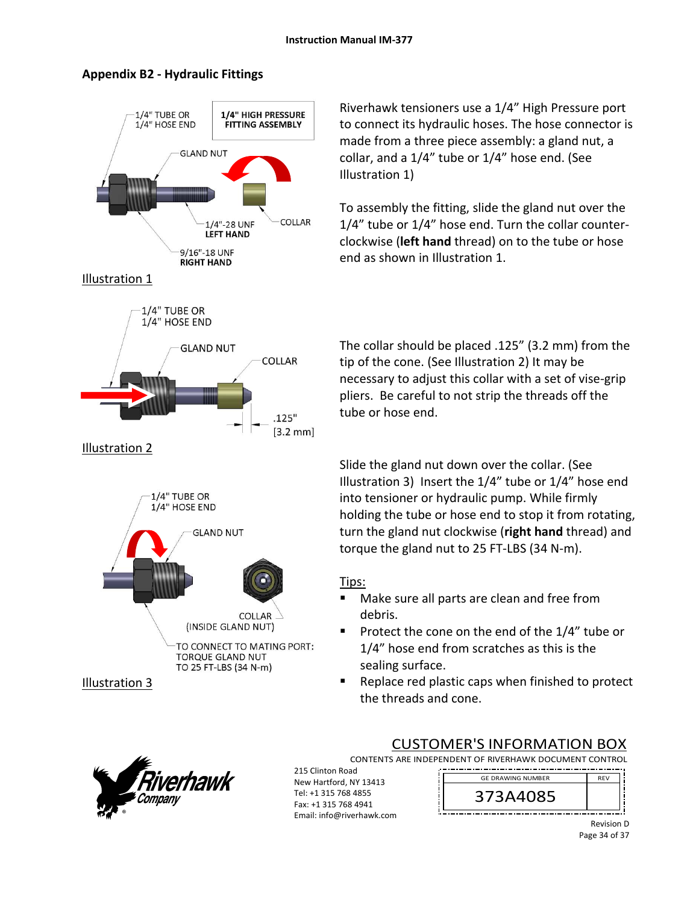## Appendix B2 - Hydraulic Fittings

1/4" TUBE OR
1/4" HOSE END

**1/4" HIGH PRESSURE FITTING ASSEMBLY**

GLAND NUT

1/4"-28 UNF
**LEFT HAND**

COLLAR

9/16"-18 UNF
**RIGHT HAND**

Illustration 1

Riverhawk tensioners use a 1/4" High Pressure port to connect its hydraulic hoses. The hose connector is made from a three piece assembly: a gland nut, a collar, and a 1/4" tube or 1/4" hose end. (See Illustration 1)

To assembly the fitting, slide the gland nut over the 1/4" tube or 1/4" hose end. Turn the collar counter-clockwise (**left hand** thread) on to the tube or hose end as shown in Illustration 1.

1/4" TUBE OR
1/4" HOSE END

GLAND NUT

COLLAR

.125"
[3.2 mm]

Illustration 2

The collar should be placed .125" (3.2 mm) from the tip of the cone. (See Illustration 2) It may be necessary to adjust this collar with a set of vise-grip pliers. Be careful to not strip the threads off the tube or hose end.

1/4" TUBE OR
1/4" HOSE END

GLAND NUT

COLLAR
(INSIDE GLAND NUT)

TO CONNECT TO MATING PORT:
TORQUE GLAND NUT
TO 25 FT-LBS (34 N-m)

Illustration 3

Slide the gland nut down over the collar. (See Illustration 3) Insert the 1/4" tube or 1/4" hose end into tensioner or hydraulic pump. While firmly holding the tube or hose end to stop it from rotating, turn the gland nut clockwise (**right hand** thread) and torque the gland nut to 25 FT-LBS (34 N-m).

Tips:

- Make sure all parts are clean and free from debris.
- Protect the cone on the end of the 1/4" tube or 1/4" hose end from scratches as this is the sealing surface.
- Replace red plastic caps when finished to protect the threads and cone.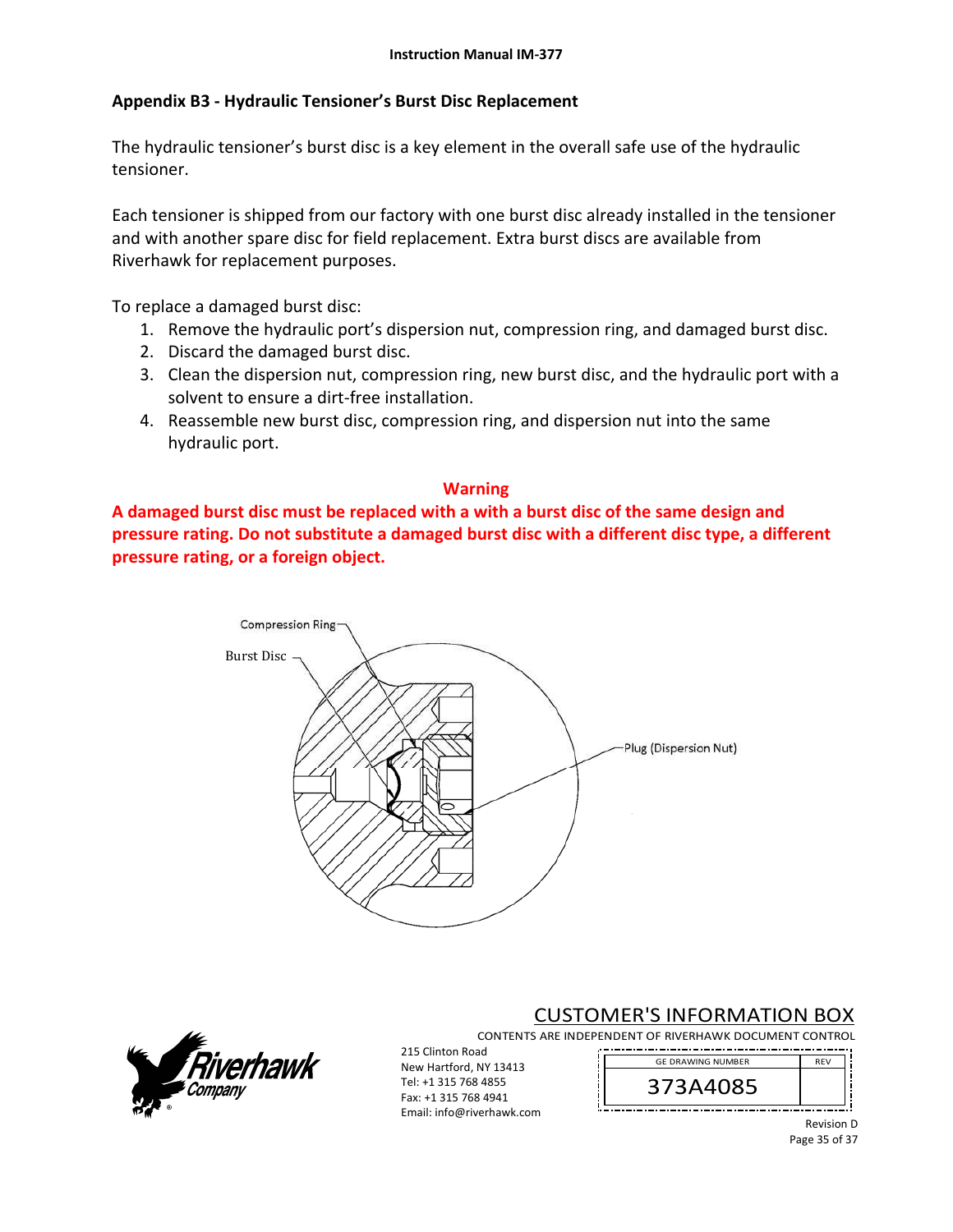## Appendix B3 - Hydraulic Tensioner's Burst Disc Replacement

The hydraulic tensioner's burst disc is a key element in the overall safe use of the hydraulic tensioner.

Each tensioner is shipped from our factory with one burst disc already installed in the tensioner and with another spare disc for field replacement. Extra burst discs are available from Riverhawk for replacement purposes.

To replace a damaged burst disc:

1. Remove the hydraulic port's dispersion nut, compression ring, and damaged burst disc.
2. Discard the damaged burst disc.
3. Clean the dispersion nut, compression ring, new burst disc, and the hydraulic port with a solvent to ensure a dirt-free installation.
4. Reassemble new burst disc, compression ring, and dispersion nut into the same hydraulic port.

**Warning**

**A damaged burst disc must be replaced with a with a burst disc of the same design and pressure rating. Do not substitute a damaged burst disc with a different disc type, a different pressure rating, or a foreign object.**

Compression Ring

Burst Disc

Plug (Dispersion Nut)

CUSTOMER'S INFORMATION BOX

CONTENTS ARE INDEPENDENT OF RIVERHAWK DOCUMENT CONTROL

215 Clinton Road
New Hartford, NY 13413
Tel: +1 315 768 4855
Fax: +1 315 768 4941
Email: info@riverhawk.com

| GE DRAWING NUMBER | REV |
|---|---|
| 373A4085 | |

Revision D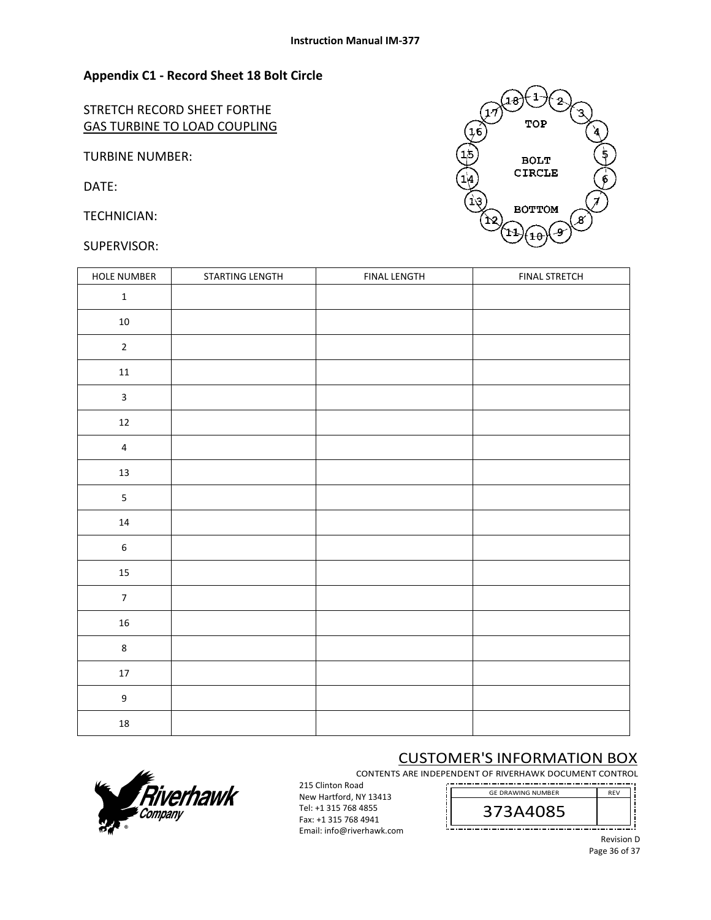## Appendix C1 - Record Sheet 18 Bolt Circle

STRETCH RECORD SHEET FORTHE
GAS TURBINE TO LOAD COUPLING

TURBINE NUMBER:

DATE:

TECHNICIAN:

SUPERVISOR:

| HOLE NUMBER | STARTING LENGTH | FINAL LENGTH | FINAL STRETCH |
|---|---|---|---|
| 1 | | | |
| 10 | | | |
| 2 | | | |
| 11 | | | |
| 3 | | | |
| 12 | | | |
| 4 | | | |
| 13 | | | |
| 5 | | | |
| 14 | | | |
| 6 | | | |
| 15 | | | |
| 7 | | | |
| 16 | | | |
| 8 | | | |
| 17 | | | |
| 9 | | | |
| 18 | | | |

CUSTOMER'S INFORMATION BOX

CONTENTS ARE INDEPENDENT OF RIVERHAWK DOCUMENT CONTROL

215 Clinton Road
New Hartford, NY 13413
Tel: +1 315 768 4855
Fax: +1 315 768 4941
Email: info@riverhawk.com

| GE DRAWING NUMBER | REV |
|---|---|
| 373A4085 | |

Revision D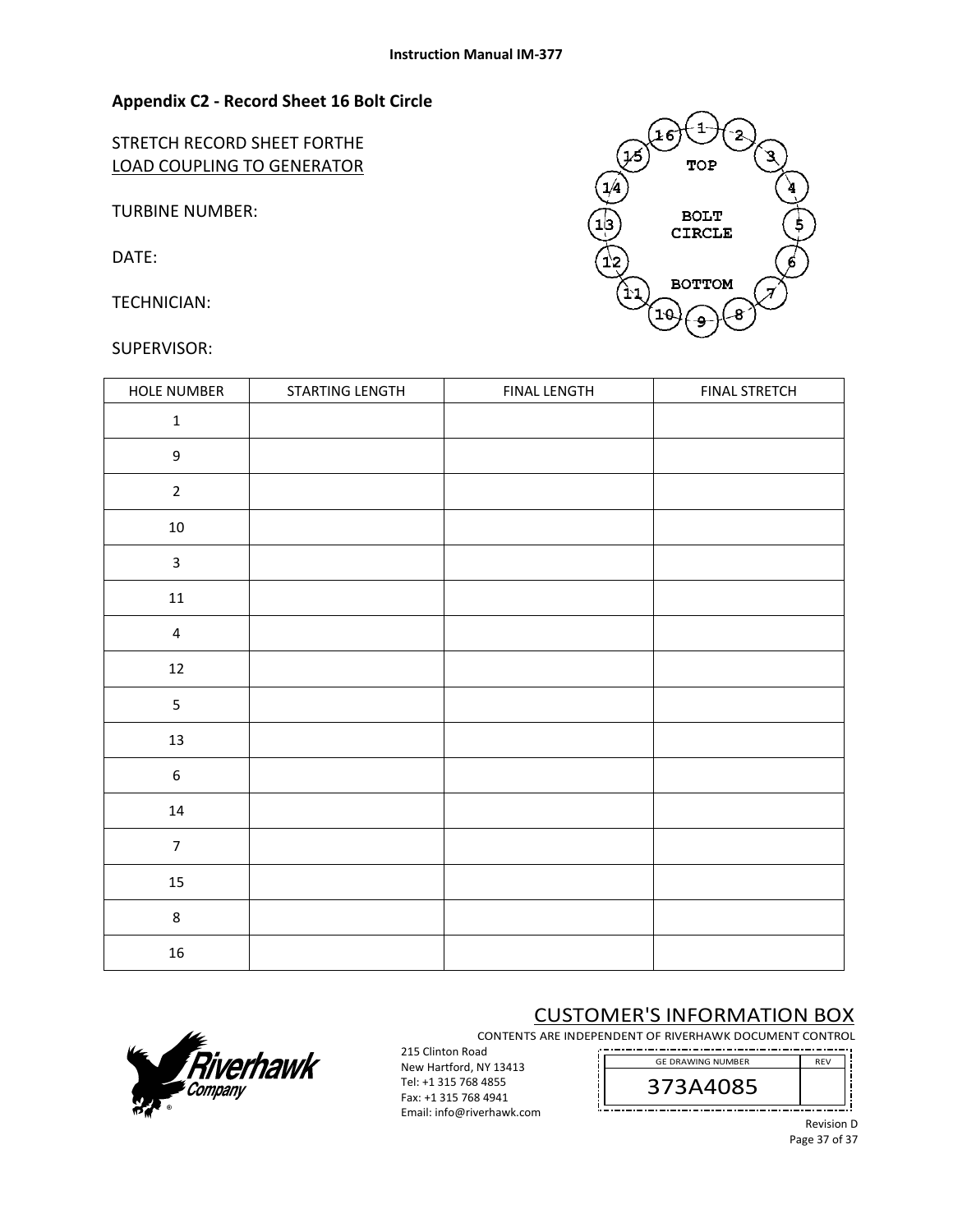## Appendix C2 - Record Sheet 16 Bolt Circle

STRETCH RECORD SHEET FORTHE
LOAD COUPLING TO GENERATOR

TURBINE NUMBER:

DATE:

TECHNICIAN:

SUPERVISOR:

TOP

BOLT CIRCLE

BOTTOM

1 2 3 4 5 6 7 8 9 10 11 12 13 14 15 16

| HOLE NUMBER | STARTING LENGTH | FINAL LENGTH | FINAL STRETCH |
| --- | --- | --- | --- |
| 1 | | | |
| 9 | | | |
| 2 | | | |
| 10 | | | |
| 3 | | | |
| 11 | | | |
| 4 | | | |
| 12 | | | |
| 5 | | | |
| 13 | | | |
| 6 | | | |
| 14 | | | |
| 7 | | | |
| 15 | | | |
| 8 | | | |
| 16 | | | |

CUSTOMER'S INFORMATION BOX

CONTENTS ARE INDEPENDENT OF RIVERHAWK DOCUMENT CONTROL

Riverhawk Company

215 Clinton Road
New Hartford, NY 13413
Tel: +1 315 768 4855
Fax: +1 315 768 4941
Email: info@riverhawk.com

| GE DRAWING NUMBER | REV |
| --- | --- |
| 373A4085 | |

Revision D